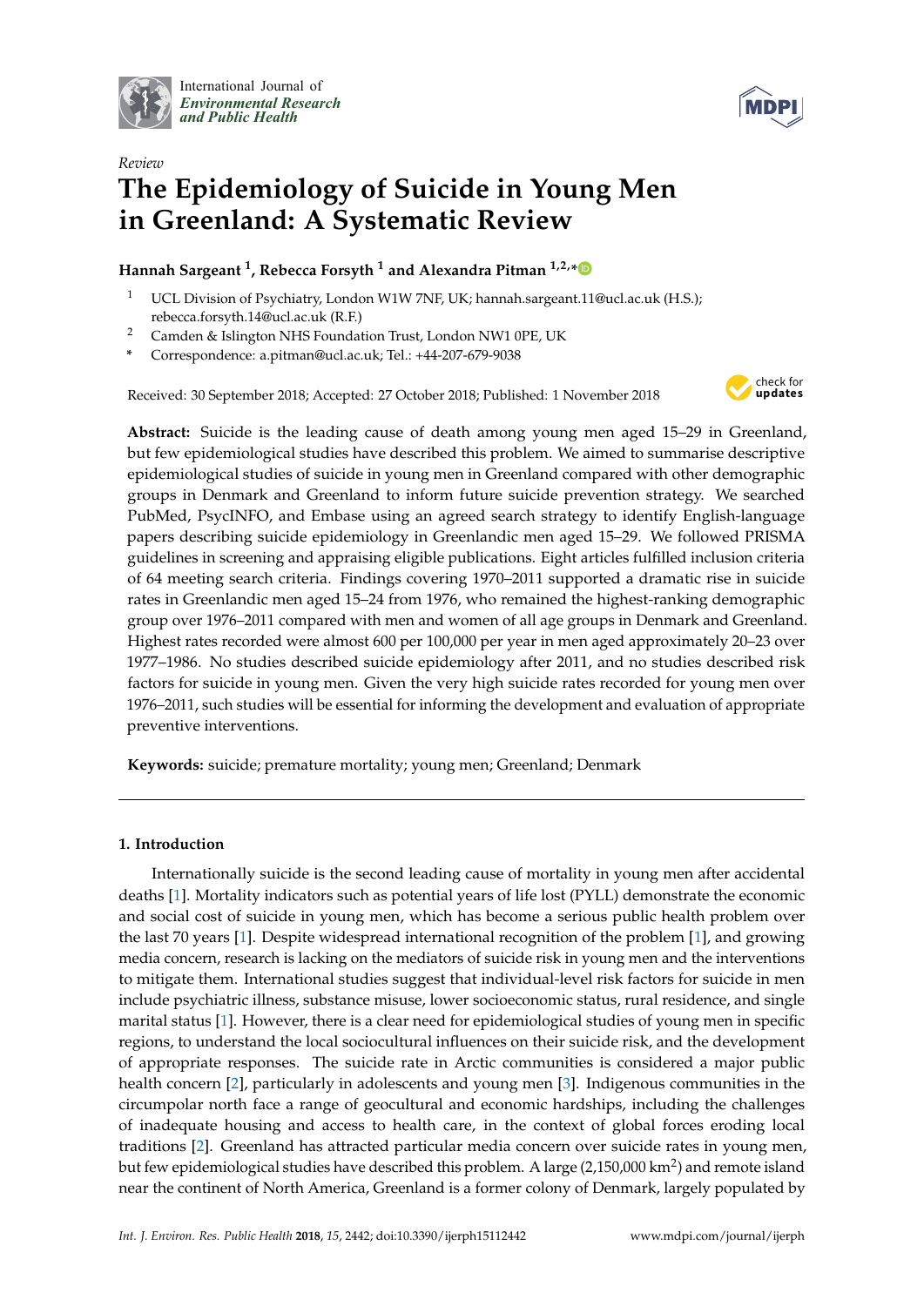International Journal of
*Environmental Research
and Public Health*

*Review*

# The Epidemiology of Suicide in Young Men in Greenland: A Systematic Review

**Hannah Sargeant [1], Rebecca Forsyth [1] and Alexandra Pitman [1,2,*]**

[1] UCL Division of Psychiatry, London W1W 7NF, UK; hannah.sargeant.11@ucl.ac.uk (H.S.); rebecca.forsyth.14@ucl.ac.uk (R.F.)

[2] Camden & Islington NHS Foundation Trust, London NW1 0PE, UK

[*] Correspondence: a.pitman@ucl.ac.uk; Tel.: +44-207-679-9038

Received: 30 September 2018; Accepted: 27 October 2018; Published: 1 November 2018

**Abstract:** Suicide is the leading cause of death among young men aged 15–29 in Greenland, but few epidemiological studies have described this problem. We aimed to summarise descriptive epidemiological studies of suicide in young men in Greenland compared with other demographic groups in Denmark and Greenland to inform future suicide prevention strategy. We searched PubMed, PsycINFO, and Embase using an agreed search strategy to identify English-language papers describing suicide epidemiology in Greenlandic men aged 15–29. We followed PRISMA guidelines in screening and appraising eligible publications. Eight articles fulfilled inclusion criteria of 64 meeting search criteria. Findings covering 1970–2011 supported a dramatic rise in suicide rates in Greenlandic men aged 15–24 from 1976, who remained the highest-ranking demographic group over 1976–2011 compared with men and women of all age groups in Denmark and Greenland. Highest rates recorded were almost 600 per 100,000 per year in men aged approximately 20–23 over 1977–1986. No studies described suicide epidemiology after 2011, and no studies described risk factors for suicide in young men. Given the very high suicide rates recorded for young men over 1976–2011, such studies will be essential for informing the development and evaluation of appropriate preventive interventions.

**Keywords:** suicide; premature mortality; young men; Greenland; Denmark

## 1. Introduction

Internationally suicide is the second leading cause of mortality in young men after accidental deaths [1]. Mortality indicators such as potential years of life lost (PYLL) demonstrate the economic and social cost of suicide in young men, which has become a serious public health problem over the last 70 years [1]. Despite widespread international recognition of the problem [1], and growing media concern, research is lacking on the mediators of suicide risk in young men and the interventions to mitigate them. International studies suggest that individual-level risk factors for suicide in men include psychiatric illness, substance misuse, lower socioeconomic status, rural residence, and single marital status [1]. However, there is a clear need for epidemiological studies of young men in specific regions, to understand the local sociocultural influences on their suicide risk, and the development of appropriate responses. The suicide rate in Arctic communities is considered a major public health concern [2], particularly in adolescents and young men [3]. Indigenous communities in the circumpolar north face a range of geocultural and economic hardships, including the challenges of inadequate housing and access to health care, in the context of global forces eroding local traditions [2]. Greenland has attracted particular media concern over suicide rates in young men, but few epidemiological studies have described this problem. A large (2,150,000 km$^2$) and remote island near the continent of North America, Greenland is a former colony of Denmark, largely populated by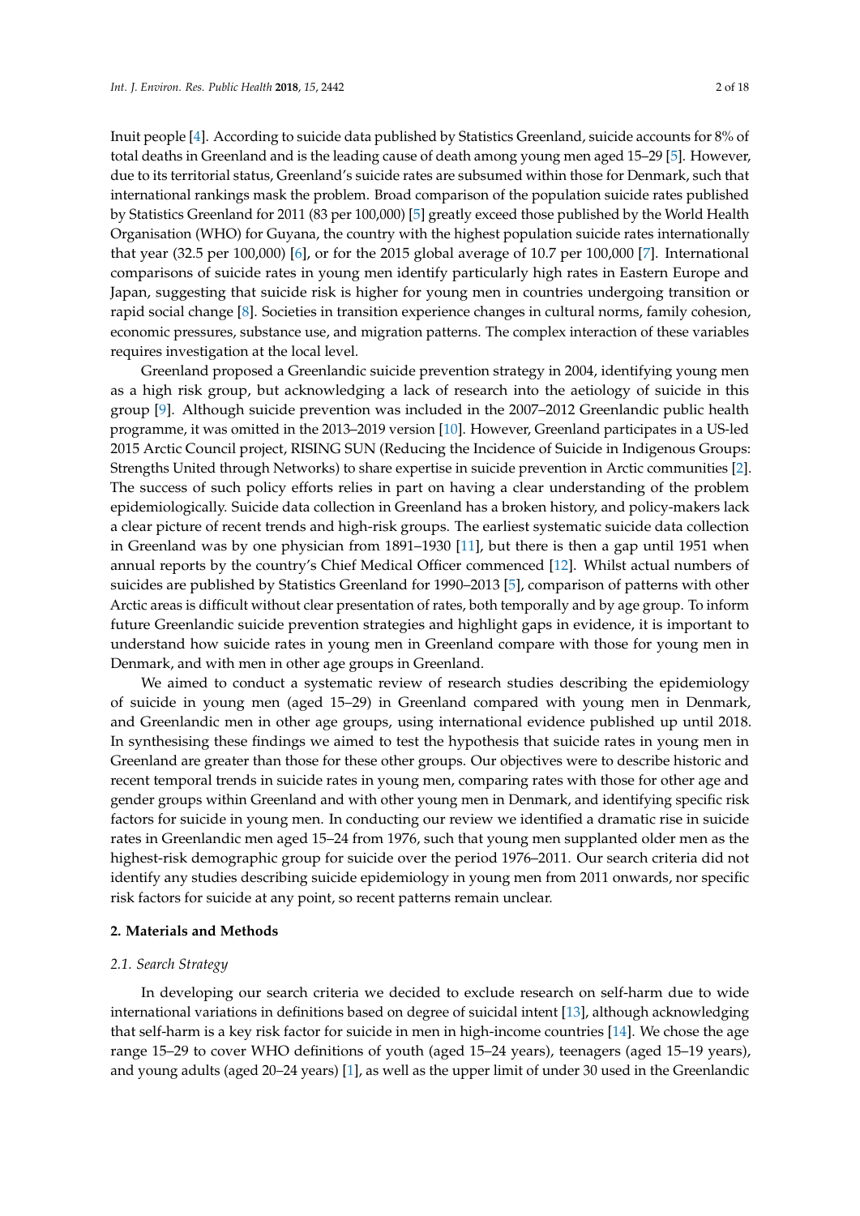Inuit people [4]. According to suicide data published by Statistics Greenland, suicide accounts for 8% of total deaths in Greenland and is the leading cause of death among young men aged 15–29 [5]. However, due to its territorial status, Greenland's suicide rates are subsumed within those for Denmark, such that international rankings mask the problem. Broad comparison of the population suicide rates published by Statistics Greenland for 2011 (83 per 100,000) [5] greatly exceed those published by the World Health Organisation (WHO) for Guyana, the country with the highest population suicide rates internationally that year (32.5 per 100,000) [6], or for the 2015 global average of 10.7 per 100,000 [7]. International comparisons of suicide rates in young men identify particularly high rates in Eastern Europe and Japan, suggesting that suicide risk is higher for young men in countries undergoing transition or rapid social change [8]. Societies in transition experience changes in cultural norms, family cohesion, economic pressures, substance use, and migration patterns. The complex interaction of these variables requires investigation at the local level.

Greenland proposed a Greenlandic suicide prevention strategy in 2004, identifying young men as a high risk group, but acknowledging a lack of research into the aetiology of suicide in this group [9]. Although suicide prevention was included in the 2007–2012 Greenlandic public health programme, it was omitted in the 2013–2019 version [10]. However, Greenland participates in a US-led 2015 Arctic Council project, RISING SUN (Reducing the Incidence of Suicide in Indigenous Groups: Strengths United through Networks) to share expertise in suicide prevention in Arctic communities [2]. The success of such policy efforts relies in part on having a clear understanding of the problem epidemiologically. Suicide data collection in Greenland has a broken history, and policy-makers lack a clear picture of recent trends and high-risk groups. The earliest systematic suicide data collection in Greenland was by one physician from 1891–1930 [11], but there is then a gap until 1951 when annual reports by the country's Chief Medical Officer commenced [12]. Whilst actual numbers of suicides are published by Statistics Greenland for 1990–2013 [5], comparison of patterns with other Arctic areas is difficult without clear presentation of rates, both temporally and by age group. To inform future Greenlandic suicide prevention strategies and highlight gaps in evidence, it is important to understand how suicide rates in young men in Greenland compare with those for young men in Denmark, and with men in other age groups in Greenland.

We aimed to conduct a systematic review of research studies describing the epidemiology of suicide in young men (aged 15–29) in Greenland compared with young men in Denmark, and Greenlandic men in other age groups, using international evidence published up until 2018. In synthesising these findings we aimed to test the hypothesis that suicide rates in young men in Greenland are greater than those for these other groups. Our objectives were to describe historic and recent temporal trends in suicide rates in young men, comparing rates with those for other age and gender groups within Greenland and with other young men in Denmark, and identifying specific risk factors for suicide in young men. In conducting our review we identified a dramatic rise in suicide rates in Greenlandic men aged 15–24 from 1976, such that young men supplanted older men as the highest-risk demographic group for suicide over the period 1976–2011. Our search criteria did not identify any studies describing suicide epidemiology in young men from 2011 onwards, nor specific risk factors for suicide at any point, so recent patterns remain unclear.

## 2. Materials and Methods

### 2.1. Search Strategy

In developing our search criteria we decided to exclude research on self-harm due to wide international variations in definitions based on degree of suicidal intent [13], although acknowledging that self-harm is a key risk factor for suicide in men in high-income countries [14]. We chose the age range 15–29 to cover WHO definitions of youth (aged 15–24 years), teenagers (aged 15–19 years), and young adults (aged 20–24 years) [1], as well as the upper limit of under 30 used in the Greenlandic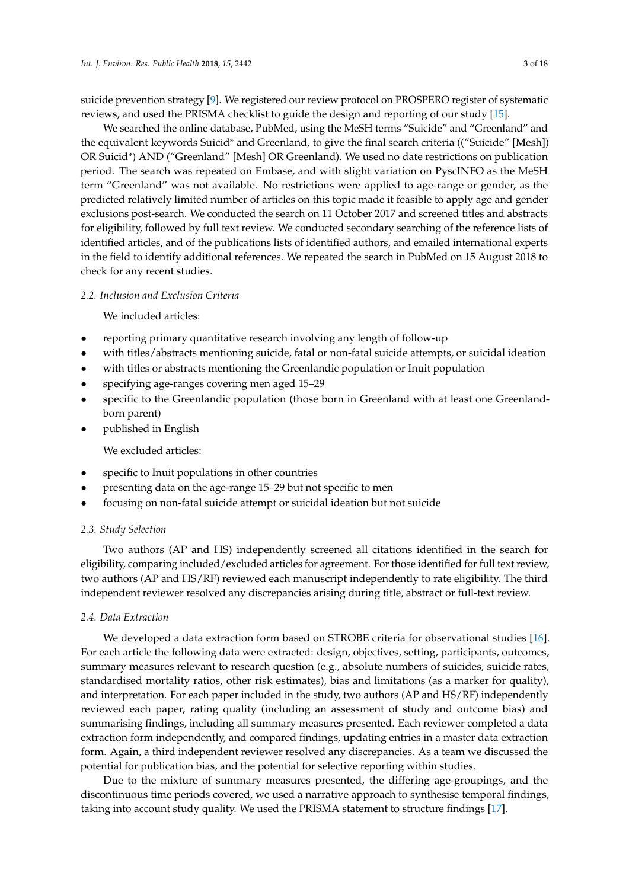suicide prevention strategy [9]. We registered our review protocol on PROSPERO register of systematic reviews, and used the PRISMA checklist to guide the design and reporting of our study [15].

We searched the online database, PubMed, using the MeSH terms "Suicide" and "Greenland" and the equivalent keywords Suicid* and Greenland, to give the final search criteria (("Suicide" [Mesh]) OR Suicid*) AND ("Greenland" [Mesh] OR Greenland). We used no date restrictions on publication period. The search was repeated on Embase, and with slight variation on PyscINFO as the MeSH term "Greenland" was not available. No restrictions were applied to age-range or gender, as the predicted relatively limited number of articles on this topic made it feasible to apply age and gender exclusions post-search. We conducted the search on 11 October 2017 and screened titles and abstracts for eligibility, followed by full text review. We conducted secondary searching of the reference lists of identified articles, and of the publications lists of identified authors, and emailed international experts in the field to identify additional references. We repeated the search in PubMed on 15 August 2018 to check for any recent studies.

### *2.2. Inclusion and Exclusion Criteria*

We included articles:

- reporting primary quantitative research involving any length of follow-up
- with titles/abstracts mentioning suicide, fatal or non-fatal suicide attempts, or suicidal ideation
- with titles or abstracts mentioning the Greenlandic population or Inuit population
- specifying age-ranges covering men aged 15–29
- specific to the Greenlandic population (those born in Greenland with at least one Greenland-born parent)
- published in English

We excluded articles:

- specific to Inuit populations in other countries
- presenting data on the age-range 15–29 but not specific to men
- focusing on non-fatal suicide attempt or suicidal ideation but not suicide

### *2.3. Study Selection*

Two authors (AP and HS) independently screened all citations identified in the search for eligibility, comparing included/excluded articles for agreement. For those identified for full text review, two authors (AP and HS/RF) reviewed each manuscript independently to rate eligibility. The third independent reviewer resolved any discrepancies arising during title, abstract or full-text review.

### *2.4. Data Extraction*

We developed a data extraction form based on STROBE criteria for observational studies [16]. For each article the following data were extracted: design, objectives, setting, participants, outcomes, summary measures relevant to research question (e.g., absolute numbers of suicides, suicide rates, standardised mortality ratios, other risk estimates), bias and limitations (as a marker for quality), and interpretation. For each paper included in the study, two authors (AP and HS/RF) independently reviewed each paper, rating quality (including an assessment of study and outcome bias) and summarising findings, including all summary measures presented. Each reviewer completed a data extraction form independently, and compared findings, updating entries in a master data extraction form. Again, a third independent reviewer resolved any discrepancies. As a team we discussed the potential for publication bias, and the potential for selective reporting within studies.

Due to the mixture of summary measures presented, the differing age-groupings, and the discontinuous time periods covered, we used a narrative approach to synthesise temporal findings, taking into account study quality. We used the PRISMA statement to structure findings [17].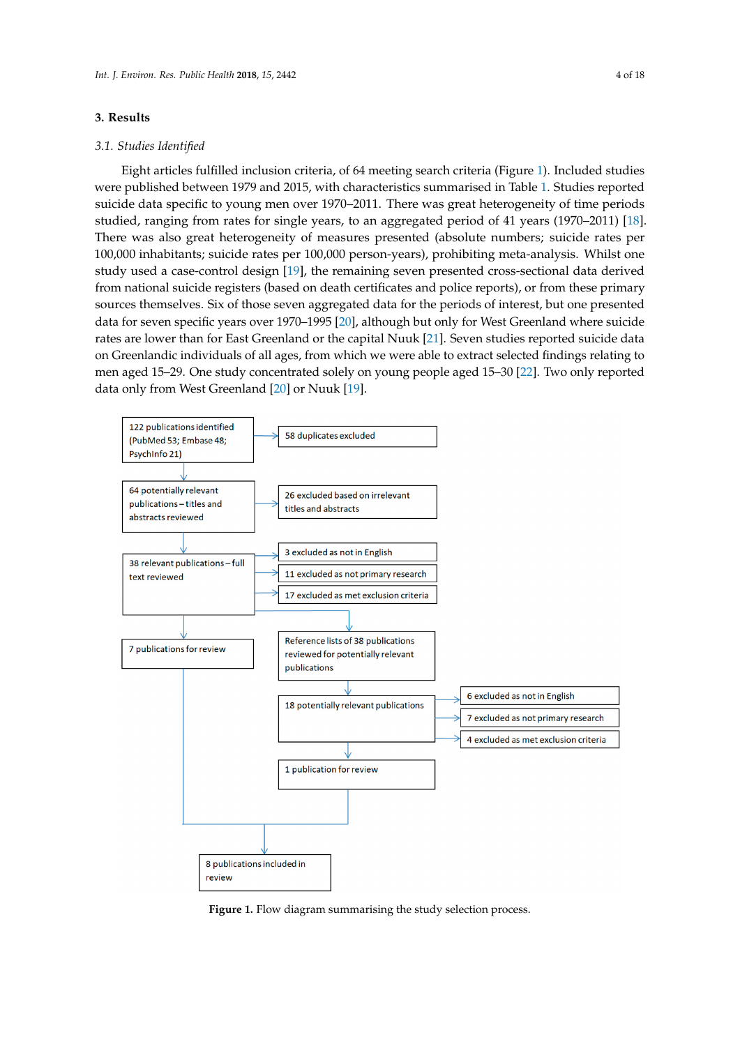## 3. Results

### 3.1. Studies Identified

Eight articles fulfilled inclusion criteria, of 64 meeting search criteria (Figure 1). Included studies were published between 1979 and 2015, with characteristics summarised in Table 1. Studies reported suicide data specific to young men over 1970–2011. There was great heterogeneity of time periods studied, ranging from rates for single years, to an aggregated period of 41 years (1970–2011) [18]. There was also great heterogeneity of measures presented (absolute numbers; suicide rates per 100,000 inhabitants; suicide rates per 100,000 person-years), prohibiting meta-analysis. Whilst one study used a case-control design [19], the remaining seven presented cross-sectional data derived from national suicide registers (based on death certificates and police reports), or from these primary sources themselves. Six of those seven aggregated data for the periods of interest, but one presented data for seven specific years over 1970–1995 [20], although but only for West Greenland where suicide rates are lower than for East Greenland or the capital Nuuk [21]. Seven studies reported suicide data on Greenlandic individuals of all ages, from which we were able to extract selected findings relating to men aged 15–29. One study concentrated solely on young people aged 15–30 [22]. Two only reported data only from West Greenland [20] or Nuuk [19].

122 publications identified (PubMed 53; Embase 48; PsychInfo 21)

58 duplicates excluded

64 potentially relevant publications – titles and abstracts reviewed

26 excluded based on irrelevant titles and abstracts

38 relevant publications – full text reviewed

3 excluded as not in English

11 excluded as not primary research

17 excluded as met exclusion criteria

7 publications for review

Reference lists of 38 publications reviewed for potentially relevant publications

18 potentially relevant publications

6 excluded as not in English

7 excluded as not primary research

4 excluded as met exclusion criteria

1 publication for review

8 publications included in review

**Figure 1.** Flow diagram summarising the study selection process.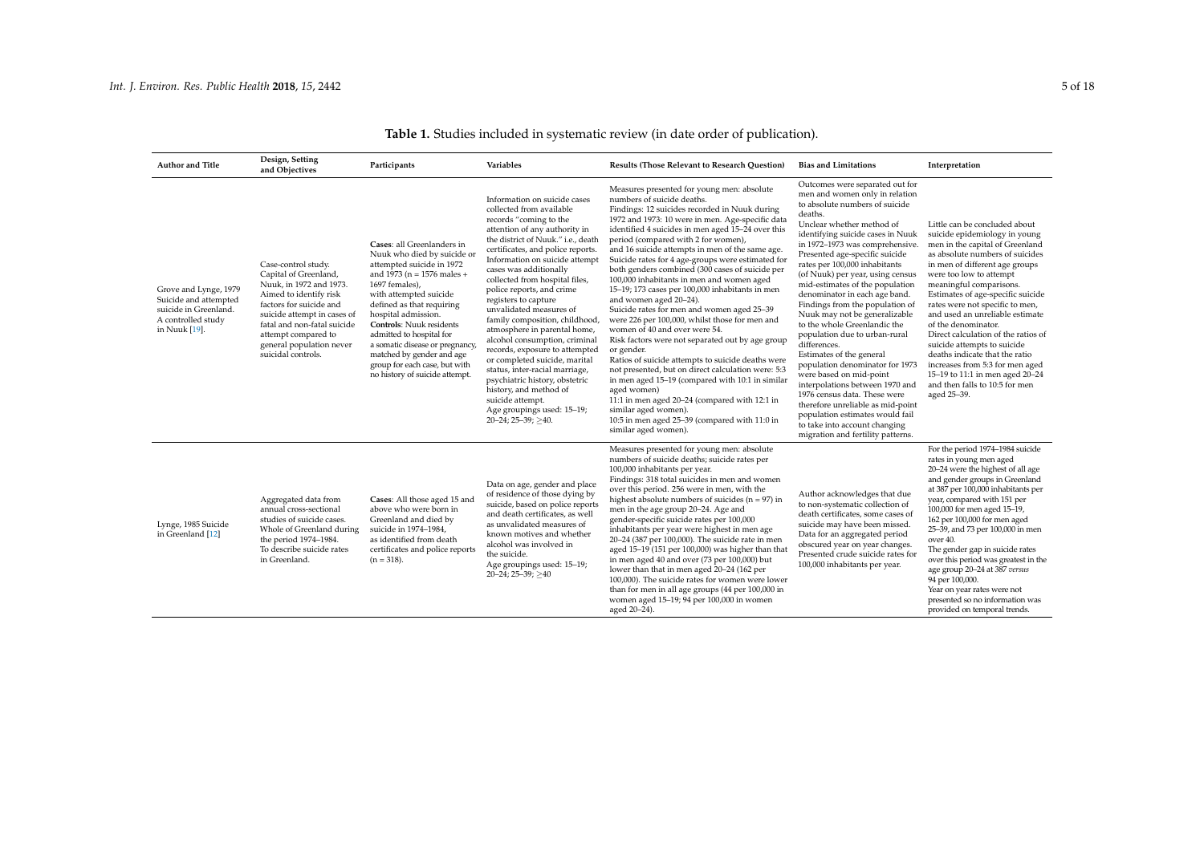**Table 1.** Studies included in systematic review (in date order of publication).

| Author and Title | Design, Setting and Objectives | Participants | Variables | Results (Those Relevant to Research Question) | Bias and Limitations | Interpretation |
|---|---|---|---|---|---|---|
| Grove and Lynge, 1979 Suicide and attempted suicide in Greenland. A controlled study in Nuuk [19]. | Case-control study. Capital of Greenland, Nuuk, in 1972 and 1973. Aimed to identify risk factors for suicide and suicide attempt in cases of fatal and non-fatal suicide attempt compared to general population never suicidal controls. | **Cases**: all Greenlanders in Nuuk who died by suicide or attempted suicide in 1972 and 1973 (n = 1576 males + 1697 females), with attempted suicide defined as that requiring hospital admission. **Controls**: Nuuk residents admitted to hospital for a somatic disease or pregnancy, matched by gender and age group for each case, but with no history of suicide attempt. | Information on suicide cases collected from available records "coming to the attention of any authority in the district of Nuuk." i.e., death certificates, and police reports. Information on suicide attempt cases was additionally collected from hospital files, police reports, and crime registers to capture unvalidated measures of family composition, childhood, atmosphere in parental home, alcohol consumption, criminal records, exposure to attempted or completed suicide, marital status, inter-racial marriage, psychiatric history, obstetric history, and method of suicide attempt. Age groupings used: 15–19; 20–24; 25–39; ≥40. | Measures presented for young men: absolute numbers of suicide deaths. Findings: 12 suicides recorded in Nuuk during 1972 and 1973: 10 were in men. Age-specific data identified 4 suicides in men aged 15–24 over this period (compared with 2 for women), and 16 suicide attempts in men of the same age. Suicide rates for 4 age-groups were estimated for both genders combined (300 cases of suicide per 100,000 inhabitants in men and women aged 15–19; 173 cases per 100,000 inhabitants in men and women aged 20–24). Suicide rates for men and women aged 25–39 were 226 per 100,000, whilst those for men and women of 40 and over were 54. Risk factors were not separated out by age group or gender. Ratios of suicide attempts to suicide deaths were not presented, but on direct calculation were: 5:3 in men aged 15–19 (compared with 10:1 in similar aged women) 11:1 in men aged 20–24 (compared with 12:1 in similar aged women). 10:5 in men aged 25–39 (compared with 11:0 in similar aged women). | Outcomes were separated out for men and women only in relation to absolute numbers of suicide deaths. Unclear whether method of identifying suicide cases in Nuuk in 1972–1973 was comprehensive. Presented age-specific suicide rates per 100,000 inhabitants (of Nuuk) per year, using census mid-estimates of the population denominator in each age band. Findings from the population of Nuuk may not be generalizable to the whole Greenlandic the population due to urban-rural differences. Estimates of the general population denominator for 1973 were based on mid-point interpolations between 1970 and 1976 census data. These were therefore unreliable as mid-point population estimates would fail to take into account changing migration and fertility patterns. | Little can be concluded about suicide epidemiology in young men in the capital of Greenland as absolute numbers of suicides in men of different age groups were too low to attempt meaningful comparisons. Estimates of age-specific suicide rates were not specific to men, and used an unreliable estimate of the denominator. Direct calculation of the ratios of suicide attempts to suicide deaths indicate that the ratio increases from 5:3 for men aged 15–19 to 11:1 in men aged 20–24 and then falls to 10:5 for men aged 25–39. |
| Lynge, 1985 Suicide in Greenland [12] | Aggregated data from annual cross-sectional studies of suicide cases. Whole of Greenland during the period 1974–1984. To describe suicide rates in Greenland. | **Cases**: All those aged 15 and above who were born in Greenland and died by suicide in 1974–1984, as identified from death certificates and police reports (n = 318). | Data on age, gender and place of residence of those dying by suicide, based on police reports and death certificates, as well as unvalidated measures of known motives and whether alcohol was involved in the suicide. Age groupings used: 15–19; 20–24; 25–39; ≥40 | Measures presented for young men: absolute numbers of suicide deaths; suicide rates per 100,000 inhabitants per year. Findings: 318 total suicides in men and women over this period. 256 were in men, with the highest absolute numbers of suicides (n = 97) in men in the age group 20–24. Age and gender-specific suicide rates per 100,000 inhabitants per year were highest in men age 20–24 (387 per 100,000). The suicide rate in men aged 15–19 (151 per 100,000) was higher than that in men aged 40 and over (73 per 100,000) but lower than that in men aged 20–24 (162 per 100,000). The suicide rates for women were lower than for men in all age groups (44 per 100,000 in women aged 15–19; 94 per 100,000 in women aged 20–24). | Author acknowledges that due to non-systematic collection of death certificates, some cases of suicide may have been missed. Data for an aggregated period obscured year on year changes. Presented crude suicide rates for 100,000 inhabitants per year. | For the period 1974–1984 suicide rates in young men aged 20–24 were the highest of all age and gender groups in Greenland at 387 per 100,000 inhabitants per year, compared with 151 per 100,000 for men aged 15–19, 162 per 100,000 for men aged 25–39, and 73 per 100,000 in men over 40. The gender gap in suicide rates over this period was greatest in the age group 20–24 at 387 *versus* 94 per 100,000. Year on year rates were not presented so no information was provided on temporal trends. |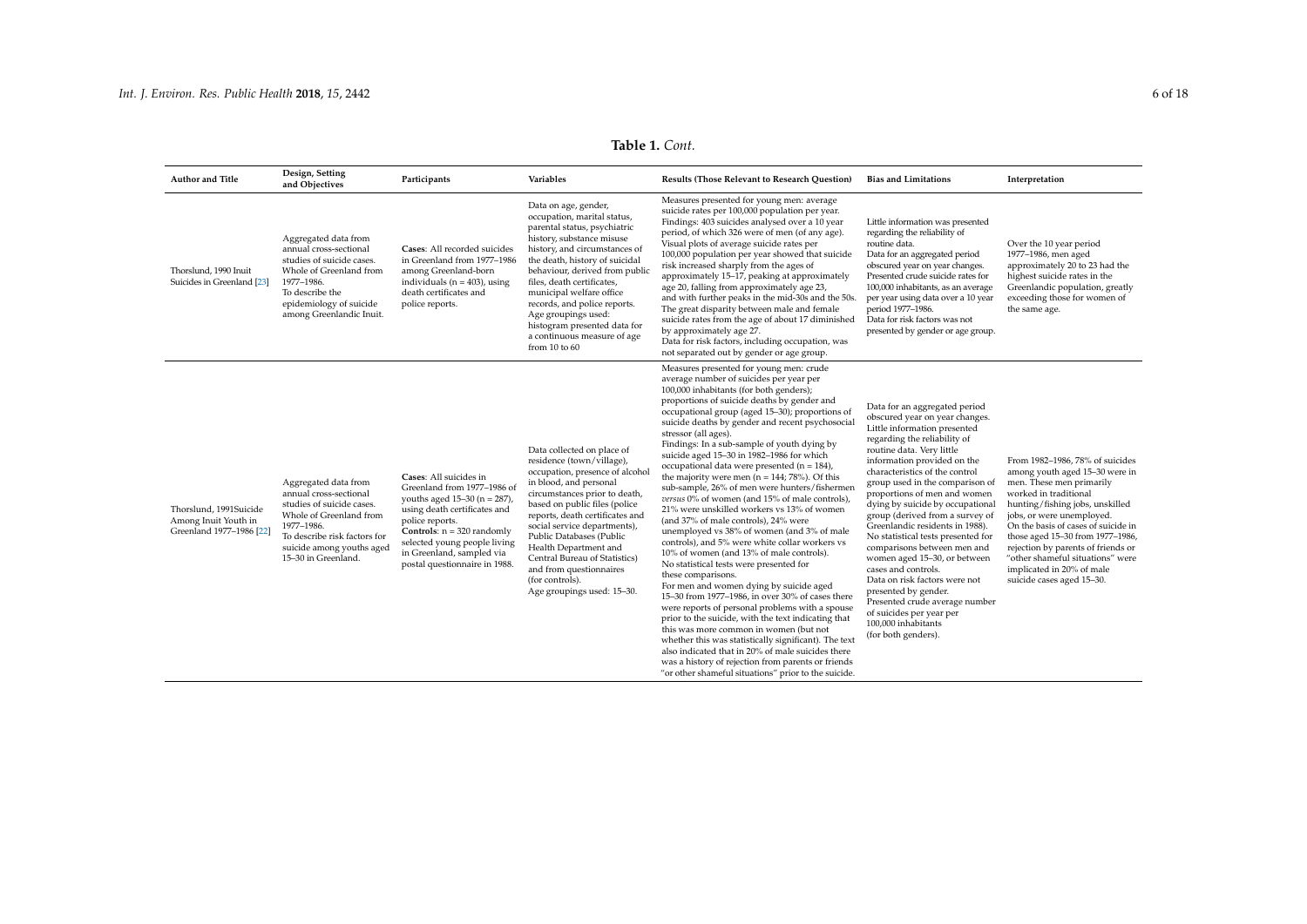**Table 1.** *Cont.*

| Author and Title | Design, Setting and Objectives | Participants | Variables | Results (Those Relevant to Research Question) | Bias and Limitations | Interpretation |
|---|---|---|---|---|---|---|
| Thorslund, 1990 Inuit Suicides in Greenland [23] | Aggregated data from annual cross-sectional studies of suicide cases. Whole of Greenland from 1977–1986. To describe the epidemiology of suicide among Greenlandic Inuit. | **Cases**: All recorded suicides in Greenland from 1977–1986 among Greenland-born individuals (n = 403), using death certificates and police reports. | Data on age, gender, occupation, marital status, parental status, psychiatric history, substance misuse history, and circumstances of the death, history of suicidal behaviour, derived from public files, death certificates, municipal welfare office records, and police reports. Age groupings used: histogram presented data for a continuous measure of age from 10 to 60 | Measures presented for young men: average suicide rates per 100,000 population per year. Findings: 403 suicides analysed over a 10 year period, of which 326 were of men (of any age). Visual plots of average suicide rates per 100,000 population per year showed that suicide risk increased sharply from the ages of approximately 15–17, peaking at approximately age 20, falling from approximately age 23, and with further peaks in the mid-30s and the 50s. The great disparity between male and female suicide rates from the age of about 17 diminished by approximately age 27. Data for risk factors, including occupation, was not separated out by gender or age group. | Little information was presented regarding the reliability of routine data. Data for an aggregated period obscured year on year changes. Presented crude suicide rates for 100,000 inhabitants, as an average per year using data over a 10 year period 1977–1986. Data for risk factors was not presented by gender or age group. | Over the 10 year period 1977–1986, men aged approximately 20 to 23 had the highest suicide rates in the Greenlandic population, greatly exceeding those for women of the same age. |
| Thorslund, 1991Suicide Among Inuit Youth in Greenland 1977–1986 [22] | Aggregated data from annual cross-sectional studies of suicide cases. Whole of Greenland from 1977–1986. To describe risk factors for suicide among youths aged 15–30 in Greenland. | **Cases**: All suicides in Greenland from 1977–1986 of youths aged 15–30 (n = 287), using death certificates and police reports. **Controls**: n = 320 randomly selected young people living in Greenland, sampled via postal questionnaire in 1988. | Data collected on place of residence (town/village), occupation, presence of alcohol in blood, and personal circumstances prior to death, based on public files (police reports, death certificates and social service departments), Public Databases (Public Health Department and Central Bureau of Statistics) and from questionnaires (for controls). Age groupings used: 15–30. | Measures presented for young men: crude average number of suicides per year per 100,000 inhabitants (for both genders); proportions of suicide deaths by gender and occupational group (aged 15–30); proportions of suicide deaths by gender and recent psychosocial stressor (all ages). Findings: In a sub-sample of youth dying by suicide aged 15–30 in 1982–1986 for which occupational data were presented (n = 184), the majority were men (n = 144; 78%). Of this sub-sample, 26% of men were hunters/fishermen *versus* 0% of women (and 15% of male controls), 21% were unskilled workers vs 13% of women (and 37% of male controls), 24% were unemployed vs 38% of women (and 3% of male controls), and 5% were white collar workers vs 10% of women (and 13% of male controls). No statistical tests were presented for these comparisons. For men and women dying by suicide aged 15–30 from 1977–1986, in over 30% of cases there were reports of personal problems with a spouse prior to the suicide, with the text indicating that this was more common in women (but not whether this was statistically significant). The text also indicated that in 20% of male suicides there was a history of rejection from parents or friends "or other shameful situations" prior to the suicide. | Data for an aggregated period obscured year on year changes. Little information presented regarding the reliability of routine data. Very little information provided on the characteristics of the control group used in the comparison of proportions of men and women dying by suicide by occupational group (derived from a survey of Greenlandic residents in 1988). No statistical tests presented for comparisons between men and women aged 15–30, or between cases and controls. Data on risk factors were not presented by gender. Presented crude average number of suicides per year per 100,000 inhabitants (for both genders). | From 1982–1986, 78% of suicides among youth aged 15–30 were in men. These men primarily worked in traditional hunting/fishing jobs, unskilled jobs, or were unemployed. On the basis of cases of suicide in those aged 15–30 from 1977–1986, rejection by parents of friends or "other shameful situations" were implicated in 20% of male suicide cases aged 15–30. |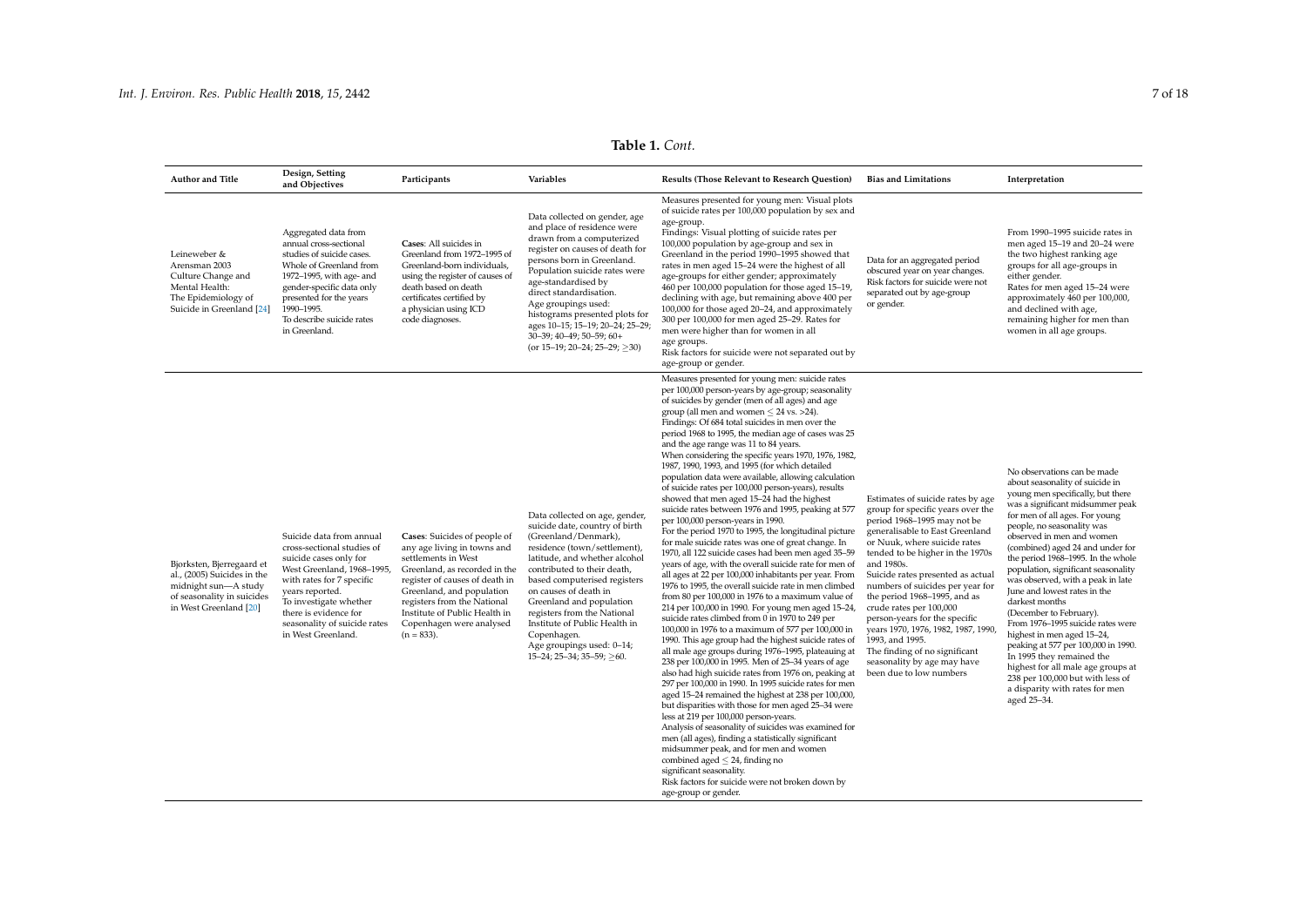**Table 1.** *Cont.*

| Author and Title | Design, Setting and Objectives | Participants | Variables | Results (Those Relevant to Research Question) | Bias and Limitations | Interpretation |
|---|---|---|---|---|---|---|
| Leineweber & Arensman 2003 Culture Change and Mental Health: The Epidemiology of Suicide in Greenland [24] | Aggregated data from annual cross-sectional studies of suicide cases. Whole of Greenland from 1972–1995, with age- and gender-specific data only presented for the years 1990–1995. To describe suicide rates in Greenland. | **Cases**: All suicides in Greenland from 1972–1995 of Greenland-born individuals, using the register of causes of death based on death certificates certified by a physician using ICD code diagnoses. | Data collected on gender, age and place of residence were drawn from a computerized register on causes of death for persons born in Greenland. Population suicide rates were age-standardised by direct standardisation. Age groupings used: histograms presented plots for ages 10–15; 15–19; 20–24; 25–29; 30–39; 40–49; 50–59; 60+ (or 15–19; 20–24; 25–29; ≥30) | Measures presented for young men: Visual plots of suicide rates per 100,000 population by sex and age-group. Findings: Visual plotting of suicide rates per 100,000 population by age-group and sex in Greenland in the period 1990–1995 showed that rates in men aged 15–24 were the highest of all age-groups for either gender; approximately 460 per 100,000 population for those aged 15–19, declining with age, but remaining above 400 per 100,000 for those aged 20–24, and approximately 300 per 100,000 for men aged 25–29. Rates for men were higher than for women in all age groups. Risk factors for suicide were not separated out by age-group or gender. | Data for an aggregated period obscured year on year changes. Risk factors for suicide were not separated out by age-group or gender. | From 1990–1995 suicide rates in men aged 15–19 and 20–24 were the two highest ranking age groups for all age-groups in either gender. Rates for men aged 15–24 were approximately 460 per 100,000, and declined with age, remaining higher for men than women in all age groups. |
| Bjorksten, Bjerregaard et al., (2005) Suicides in the midnight sun—A study of seasonality in suicides in West Greenland [20] | Suicide data from annual cross-sectional studies of suicide cases only for West Greenland, 1968–1995, with rates for 7 specific years reported. To investigate whether there is evidence for seasonality of suicide rates in West Greenland. | **Cases**: Suicides of people of any age living in towns and settlements in West Greenland, as recorded in the register of causes of death in Greenland, and population registers from the National Institute of Public Health in Copenhagen were analysed (n = 833). | Data collected on age, gender, suicide date, country of birth (Greenland/Denmark), residence (town/settlement), latitude, and whether alcohol contributed to their death, based computerised registers on causes of death in Greenland and population registers from the National Institute of Public Health in Copenhagen. Age groupings used: 0–14; 15–24; 25–34; 35–59; ≥60. | Measures presented for young men: suicide rates per 100,000 person-years by age-group; seasonality of suicides by gender (men of all ages) and age group (all men and women ≤ 24 vs. >24). Findings: Of 684 total suicides in men over the period 1968 to 1995, the median age of cases was 25 and the age range was 11 to 84 years. When considering the specific years 1970, 1976, 1982, 1987, 1990, 1993, and 1995 (for which detailed population data were available, allowing calculation of suicide rates per 100,000 person-years), results showed that men aged 15–24 had the highest suicide rates between 1976 and 1995, peaking at 577 per 100,000 person-years in 1990. For the period 1970 to 1995, the longitudinal picture for male suicide rates was one of great change. In 1970, all 122 suicide cases had been men aged 35–59 years of age, with the overall suicide rate for men of all ages at 22 per 100,000 inhabitants per year. From 1976 to 1995, the overall suicide rate in men climbed from 80 per 100,000 in 1976 to a maximum value of 214 per 100,000 in 1990. For young men aged 15–24, suicide rates climbed from 0 in 1970 to 249 per 100,000 in 1976 to a maximum of 577 per 100,000 in 1990. This age group had the highest suicide rates of all male age groups during 1976–1995, plateauing at 238 per 100,000 in 1995. Men of 25–34 years of age also had high suicide rates from 1976 on, peaking at 297 per 100,000 in 1990. In 1995 suicide rates for men aged 15–24 remained the highest at 238 per 100,000, but disparities with those for men aged 25–34 were less at 219 per 100,000 person-years. Analysis of seasonality of suicides was examined for men (all ages), finding a statistically significant midsummer peak, and for men and women combined aged ≤ 24, finding no significant seasonality. Risk factors for suicide were not broken down by age-group or gender. | Estimates of suicide rates by age group for specific years over the period 1968–1995 may not be generalisable to East Greenland or Nuuk, where suicide rates tended to be higher in the 1970s and 1980s. Suicide rates presented as actual numbers of suicides per year for the period 1968–1995, and as crude rates per 100,000 person-years for the specific years 1970, 1976, 1982, 1987, 1990, 1993, and 1995. The finding of no significant seasonality by age may have been due to low numbers | No observations can be made about seasonality of suicide in young men specifically, but there was a significant midsummer peak for men of all ages. For young people, no seasonality was observed in men and women (combined) aged 24 and under for the period 1968–1995. In the whole population, significant seasonality was observed, with a peak in late June and lowest rates in the darkest months (December to February). From 1976–1995 suicide rates were highest in men aged 15–24, peaking at 577 per 100,000 in 1990. In 1995 they remained the highest for all male age groups at 238 per 100,000 but with less of a disparity with rates for men aged 25–34. |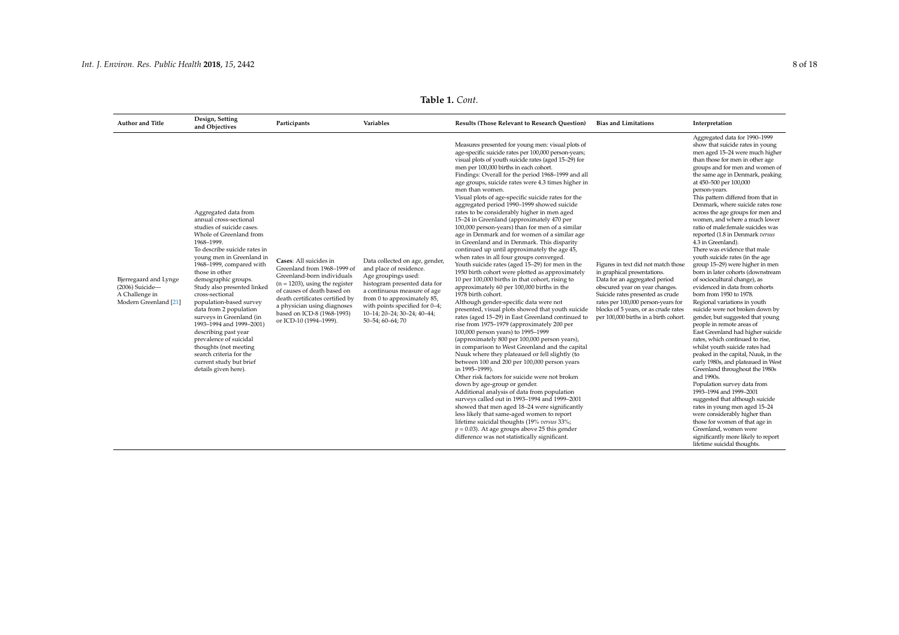**Table 1.** *Cont.*

| Author and Title | Design, Setting and Objectives | Participants | Variables | Results (Those Relevant to Research Question) | Bias and Limitations | Interpretation |
| --- | --- | --- | --- | --- | --- | --- |
| Bjerregaard and Lynge (2006) Suicide—A Challenge in Modern Greenland [21] | Aggregated data from annual cross-sectional studies of suicide cases. Whole of Greenland from 1968–1999. To describe suicide rates in young men in Greenland in 1968–1999, compared with those in other demographic groups. Study also presented linked cross-sectional population-based survey data from 2 population surveys in Greenland (in 1993–1994 and 1999–2001) describing past year prevalence of suicidal thoughts (not meeting search criteria for the current study but brief details given here). | **Cases**: All suicides in Greenland from 1968–1999 of Greenland-born individuals (n = 1203), using the register of causes of death based on death certificates certified by a physician using diagnoses based on ICD-8 (1968-1993) or ICD-10 (1994–1999). | Data collected on age, gender, and place of residence. Age groupings used: histogram presented data for a continuous measure of age from 0 to approximately 85, with points specified for 0–4; 10–14; 20–24; 30–24; 40–44; 50–54; 60–64; 70 | Measures presented for young men: visual plots of age-specific suicide rates per 100,000 person-years; visual plots of youth suicide rates (aged 15–29) for men per 100,000 births in each cohort. Findings: Overall for the period 1968–1999 and all age groups, suicide rates were 4.3 times higher in men than women. Visual plots of age-specific suicide rates for the aggregated period 1990–1999 showed suicide rates to be considerably higher in men aged 15–24 in Greenland (approximately 470 per 100,000 person-years) than for men of a similar age in Denmark and for women of a similar age in Greenland and in Denmark. This disparity continued up until approximately the age 45, when rates in all four groups converged. Youth suicide rates (aged 15–29) for men in the 1950 birth cohort were plotted as approximately 10 per 100,000 births in that cohort, rising to approximately 60 per 100,000 births in the 1978 birth cohort. Although gender-specific data were not presented, visual plots showed that youth suicide rates (aged 15–29) in East Greenland continued to rise from 1975–1979 (approximately 200 per 100,000 person years) to 1995–1999 (approximately 800 per 100,000 person years), in comparison to West Greenland and the capital Nuuk where they plateaued or fell slightly (to between 100 and 200 per 100,000 person years in 1995–1999). Other risk factors for suicide were not broken down by age-group or gender. Additional analysis of data from population surveys called out in 1993–1994 and 1999–2001 showed that men aged 18–24 were significantly less likely that same-aged women to report lifetime suicidal thoughts (19% *versus* 33%; $p = 0.03$). At age groups above 25 this gender difference was not statistically significant. | Figures in text did not match those in graphical presentations. Data for an aggregated period obscured year on year changes. Suicide rates presented as crude rates per 100,000 person-years for blocks of 5 years, or as crude rates per 100,000 births in a birth cohort. | Aggregated data for 1990–1999 show that suicide rates in young men aged 15–24 were much higher than those for men in other age groups and for men and women of the same age in Denmark, peaking at 450–500 per 100,000 person-years. This pattern differed from that in Denmark, where suicide rates rose across the age groups for men and women, and where a much lower ratio of male:female suicides was reported (1.8 in Denmark *versus* 4.3 in Greenland). There was evidence that male youth suicide rates (in the age group 15–29) were higher in men born in later cohorts (downstream of sociocultural change), as evidenced in data from cohorts born from 1950 to 1978. Regional variations in youth suicide were not broken down by gender, but suggested that young people in remote areas of East Greenland had higher suicide rates, which continued to rise, whilst youth suicide rates had peaked in the capital, Nuuk, in the early 1980s, and plateaued in West Greenland throughout the 1980s and 1990s. Population survey data from 1993–1994 and 1999–2001 suggested that although suicide rates in young men aged 15–24 were considerably higher than those for women of that age in Greenland, women were significantly more likely to report lifetime suicidal thoughts. |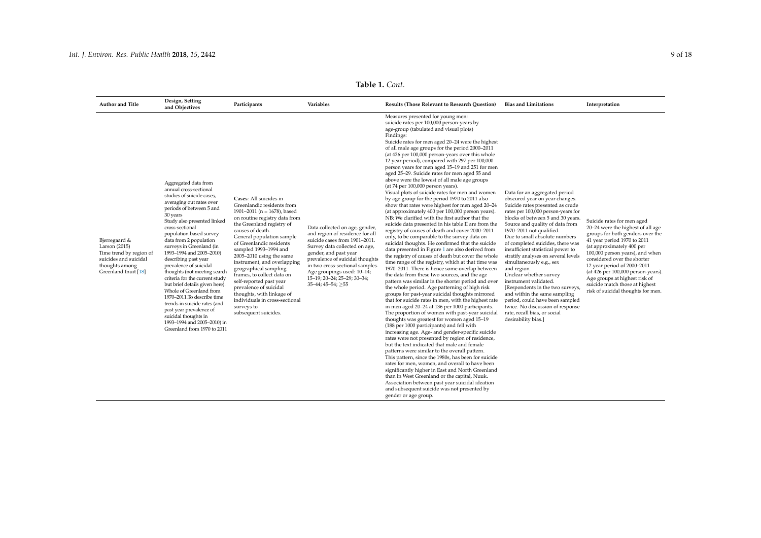**Table 1.** *Cont.*

| Author and Title | Design, Setting and Objectives | Participants | Variables | Results (Those Relevant to Research Question) | Bias and Limitations | Interpretation |
|---|---|---|---|---|---|---|
| Bjerregaard & Larson (2015) Time trend by region of suicides and suicidal thoughts among Greenland Inuit [18] | Aggregated data from annual cross-sectional studies of suicide cases, averaging out rates over periods of between 5 and 30 years Study also presented linked cross-sectional population-based survey data from 2 population surveys in Greenland (in 1993–1994 and 2005–2010) describing past year prevalence of suicidal thoughts (not meeting search criteria for the current study but brief details given here). Whole of Greenland from 1970–2011.To describe time trends in suicide rates (and past year prevalence of suicidal thoughts in 1993–1994 and 2005–2010) in Greenland from 1970 to 2011 | **Cases**: All suicides in Greenlandic residents from 1901–2011 (n = 1678), based on routine registry data from the Greenland registry of causes of death. General population sample of Greenlandic residents sampled 1993–1994 and 2005–2010 using the same instrument, and overlapping geographical sampling frames, to collect data on self-reported past year prevalence of suicidal thoughts, with linkage of individuals in cross-sectional surveys to subsequent suicides. | Data collected on age, gender, and region of residence for all suicide cases from 1901–2011. Survey data collected on age, gender, and past year prevalence of suicidal thoughts in two cross-sectional samples. Age groupings used: 10–14; 15–19; 20–24; 25–29; 30–34; 35–44; 45–54; ≥55 | Measures presented for young men: suicide rates per 100,000 person-years by age-group (tabulated and visual plots) Findings: Suicide rates for men aged 20–24 were the highest of all male age groups for the period 2000–2011 (at 426 per 100,000 person-years over this whole 12 year period), compared with 297 per 100,000 person years for men aged 15–19 and 251 for men aged 25–29. Suicide rates for men aged 55 and above were the lowest of all male age groups (at 74 per 100,000 person years). Visual plots of suicide rates for men and women by age group for the period 1970 to 2011 also show that rates were highest for men aged 20–24 (at approximately 400 per 100,000 person years). NB: We clarified with the first author that the suicide data presented in his table II are from the registry of causes of death and cover 2000–2011 only, to be comparable to the survey data on suicidal thoughts. He confirmed that the suicide data presented in Figure 1 are also derived from the registry of causes of death but cover the whole time range of the registry, which at that time was 1970–2011. There is hence some overlap between the data from these two sources, and the age pattern was similar in the shorter period and over the whole period. Age patterning of high risk groups for past-year suicidal thoughts mirrored that for suicide rates in men, with the highest rate in men aged 20–24 at 136 per 1000 participants. The proportion of women with past-year suicidal thoughts was greatest for women aged 15–19 (188 per 1000 participants) and fell with increasing age. Age- and gender-specific suicide rates were not presented by region of residence, but the text indicated that male and female patterns were similar to the overall pattern. This pattern, since the 1980s, has been for suicide rates for men, women, and overall to have been significantly higher in East and North Greenland than in West Greenland or the capital, Nuuk. Association between past year suicidal ideation and subsequent suicide was not presented by gender or age group. | Data for an aggregated period obscured year on year changes. Suicide rates presented as crude rates per 100,000 person-years for blocks of between 5 and 30 years. Source and quality of data from 1970–2011 not qualified. Due to small absolute numbers of completed suicides, there was insufficient statistical power to stratify analyses on several levels simultaneously e.g., sex and region. Unclear whether survey instrument validated. [Respondents in the two surveys, and within the same sampling period, could have been sampled twice. No discussion of response rate, recall bias, or social desirability bias.] | Suicide rates for men aged 20–24 were the highest of all age groups for both genders over the 41 year period 1970 to 2011 (at approximately 400 per 100,000 person years), and when considered over the shorter 12 year period of 2000–2011 (at 426 per 100,000 person-years). Age groups at highest risk of suicide match those at highest risk of suicidal thoughts for men. |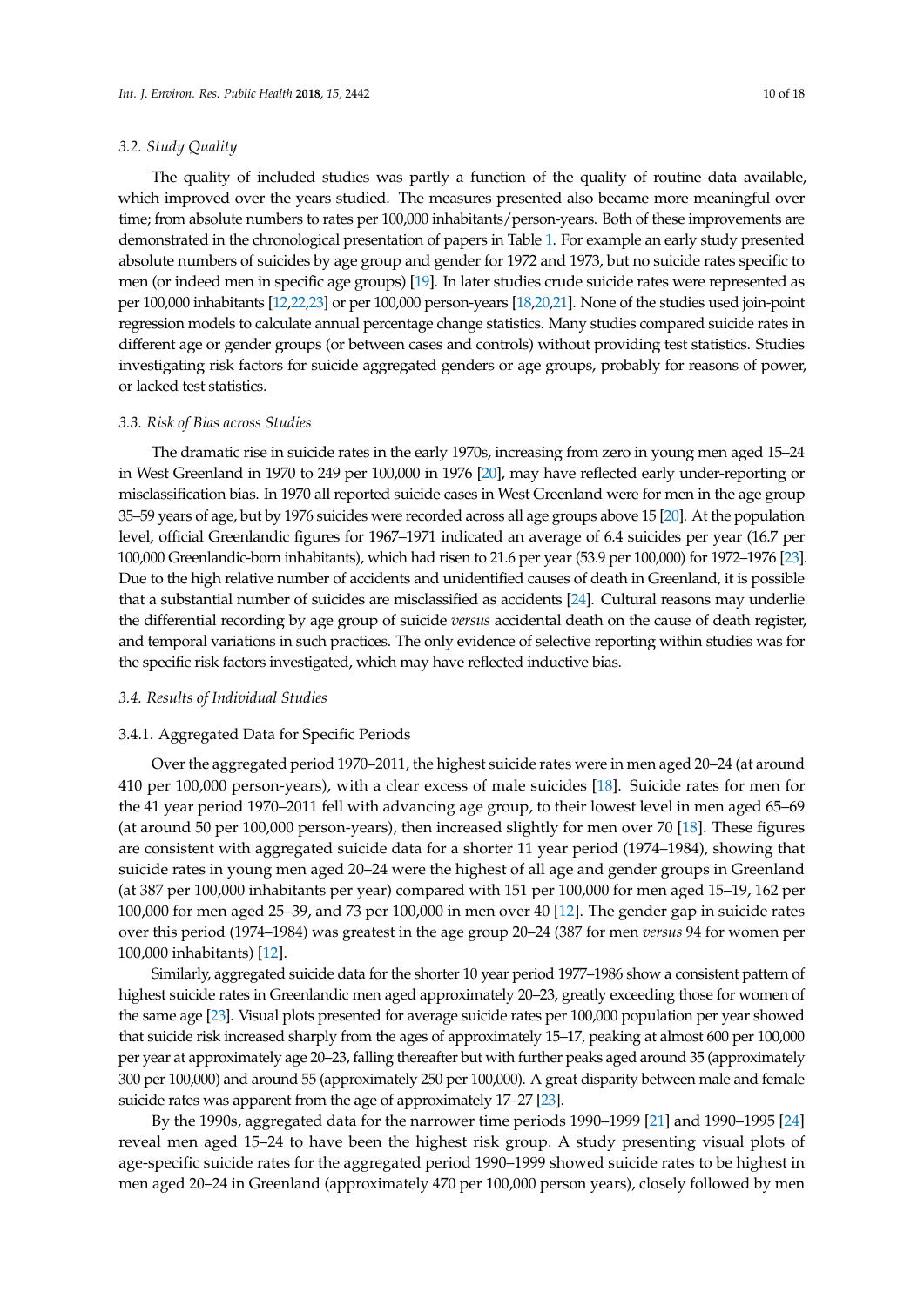### 3.2. Study Quality

The quality of included studies was partly a function of the quality of routine data available, which improved over the years studied. The measures presented also became more meaningful over time; from absolute numbers to rates per 100,000 inhabitants/person-years. Both of these improvements are demonstrated in the chronological presentation of papers in Table 1. For example an early study presented absolute numbers of suicides by age group and gender for 1972 and 1973, but no suicide rates specific to men (or indeed men in specific age groups) [19]. In later studies crude suicide rates were represented as per 100,000 inhabitants [12,22,23] or per 100,000 person-years [18,20,21]. None of the studies used join-point regression models to calculate annual percentage change statistics. Many studies compared suicide rates in different age or gender groups (or between cases and controls) without providing test statistics. Studies investigating risk factors for suicide aggregated genders or age groups, probably for reasons of power, or lacked test statistics.

### 3.3. Risk of Bias across Studies

The dramatic rise in suicide rates in the early 1970s, increasing from zero in young men aged 15–24 in West Greenland in 1970 to 249 per 100,000 in 1976 [20], may have reflected early under-reporting or misclassification bias. In 1970 all reported suicide cases in West Greenland were for men in the age group 35–59 years of age, but by 1976 suicides were recorded across all age groups above 15 [20]. At the population level, official Greenlandic figures for 1967–1971 indicated an average of 6.4 suicides per year (16.7 per 100,000 Greenlandic-born inhabitants), which had risen to 21.6 per year (53.9 per 100,000) for 1972–1976 [23]. Due to the high relative number of accidents and unidentified causes of death in Greenland, it is possible that a substantial number of suicides are misclassified as accidents [24]. Cultural reasons may underlie the differential recording by age group of suicide *versus* accidental death on the cause of death register, and temporal variations in such practices. The only evidence of selective reporting within studies was for the specific risk factors investigated, which may have reflected inductive bias.

### 3.4. Results of Individual Studies

#### 3.4.1. Aggregated Data for Specific Periods

Over the aggregated period 1970–2011, the highest suicide rates were in men aged 20–24 (at around 410 per 100,000 person-years), with a clear excess of male suicides [18]. Suicide rates for men for the 41 year period 1970–2011 fell with advancing age group, to their lowest level in men aged 65–69 (at around 50 per 100,000 person-years), then increased slightly for men over 70 [18]. These figures are consistent with aggregated suicide data for a shorter 11 year period (1974–1984), showing that suicide rates in young men aged 20–24 were the highest of all age and gender groups in Greenland (at 387 per 100,000 inhabitants per year) compared with 151 per 100,000 for men aged 15–19, 162 per 100,000 for men aged 25–39, and 73 per 100,000 in men over 40 [12]. The gender gap in suicide rates over this period (1974–1984) was greatest in the age group 20–24 (387 for men *versus* 94 for women per 100,000 inhabitants) [12].

Similarly, aggregated suicide data for the shorter 10 year period 1977–1986 show a consistent pattern of highest suicide rates in Greenlandic men aged approximately 20–23, greatly exceeding those for women of the same age [23]. Visual plots presented for average suicide rates per 100,000 population per year showed that suicide risk increased sharply from the ages of approximately 15–17, peaking at almost 600 per 100,000 per year at approximately age 20–23, falling thereafter but with further peaks aged around 35 (approximately 300 per 100,000) and around 55 (approximately 250 per 100,000). A great disparity between male and female suicide rates was apparent from the age of approximately 17–27 [23].

By the 1990s, aggregated data for the narrower time periods 1990–1999 [21] and 1990–1995 [24] reveal men aged 15–24 to have been the highest risk group. A study presenting visual plots of age-specific suicide rates for the aggregated period 1990–1999 showed suicide rates to be highest in men aged 20–24 in Greenland (approximately 470 per 100,000 person years), closely followed by men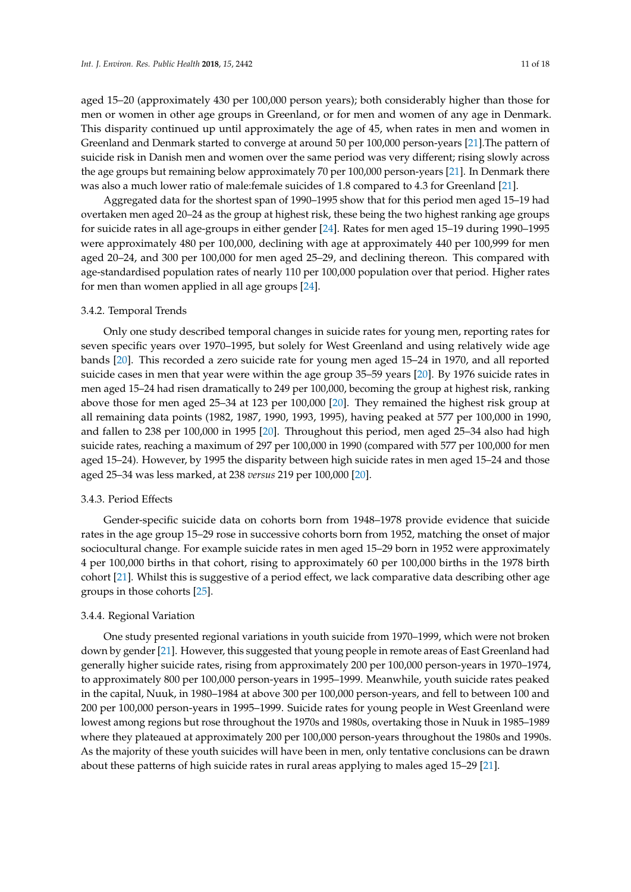aged 15–20 (approximately 430 per 100,000 person years); both considerably higher than those for men or women in other age groups in Greenland, or for men and women of any age in Denmark. This disparity continued up until approximately the age of 45, when rates in men and women in Greenland and Denmark started to converge at around 50 per 100,000 person-years [21].The pattern of suicide risk in Danish men and women over the same period was very different; rising slowly across the age groups but remaining below approximately 70 per 100,000 person-years [21]. In Denmark there was also a much lower ratio of male:female suicides of 1.8 compared to 4.3 for Greenland [21].

Aggregated data for the shortest span of 1990–1995 show that for this period men aged 15–19 had overtaken men aged 20–24 as the group at highest risk, these being the two highest ranking age groups for suicide rates in all age-groups in either gender [24]. Rates for men aged 15–19 during 1990–1995 were approximately 480 per 100,000, declining with age at approximately 440 per 100,999 for men aged 20–24, and 300 per 100,000 for men aged 25–29, and declining thereon. This compared with age-standardised population rates of nearly 110 per 100,000 population over that period. Higher rates for men than women applied in all age groups [24].

### 3.4.2. Temporal Trends

Only one study described temporal changes in suicide rates for young men, reporting rates for seven specific years over 1970–1995, but solely for West Greenland and using relatively wide age bands [20]. This recorded a zero suicide rate for young men aged 15–24 in 1970, and all reported suicide cases in men that year were within the age group 35–59 years [20]. By 1976 suicide rates in men aged 15–24 had risen dramatically to 249 per 100,000, becoming the group at highest risk, ranking above those for men aged 25–34 at 123 per 100,000 [20]. They remained the highest risk group at all remaining data points (1982, 1987, 1990, 1993, 1995), having peaked at 577 per 100,000 in 1990, and fallen to 238 per 100,000 in 1995 [20]. Throughout this period, men aged 25–34 also had high suicide rates, reaching a maximum of 297 per 100,000 in 1990 (compared with 577 per 100,000 for men aged 15–24). However, by 1995 the disparity between high suicide rates in men aged 15–24 and those aged 25–34 was less marked, at 238 *versus* 219 per 100,000 [20].

### 3.4.3. Period Effects

Gender-specific suicide data on cohorts born from 1948–1978 provide evidence that suicide rates in the age group 15–29 rose in successive cohorts born from 1952, matching the onset of major sociocultural change. For example suicide rates in men aged 15–29 born in 1952 were approximately 4 per 100,000 births in that cohort, rising to approximately 60 per 100,000 births in the 1978 birth cohort [21]. Whilst this is suggestive of a period effect, we lack comparative data describing other age groups in those cohorts [25].

### 3.4.4. Regional Variation

One study presented regional variations in youth suicide from 1970–1999, which were not broken down by gender [21]. However, this suggested that young people in remote areas of East Greenland had generally higher suicide rates, rising from approximately 200 per 100,000 person-years in 1970–1974, to approximately 800 per 100,000 person-years in 1995–1999. Meanwhile, youth suicide rates peaked in the capital, Nuuk, in 1980–1984 at above 300 per 100,000 person-years, and fell to between 100 and 200 per 100,000 person-years in 1995–1999. Suicide rates for young people in West Greenland were lowest among regions but rose throughout the 1970s and 1980s, overtaking those in Nuuk in 1985–1989 where they plateaued at approximately 200 per 100,000 person-years throughout the 1980s and 1990s. As the majority of these youth suicides will have been in men, only tentative conclusions can be drawn about these patterns of high suicide rates in rural areas applying to males aged 15–29 [21].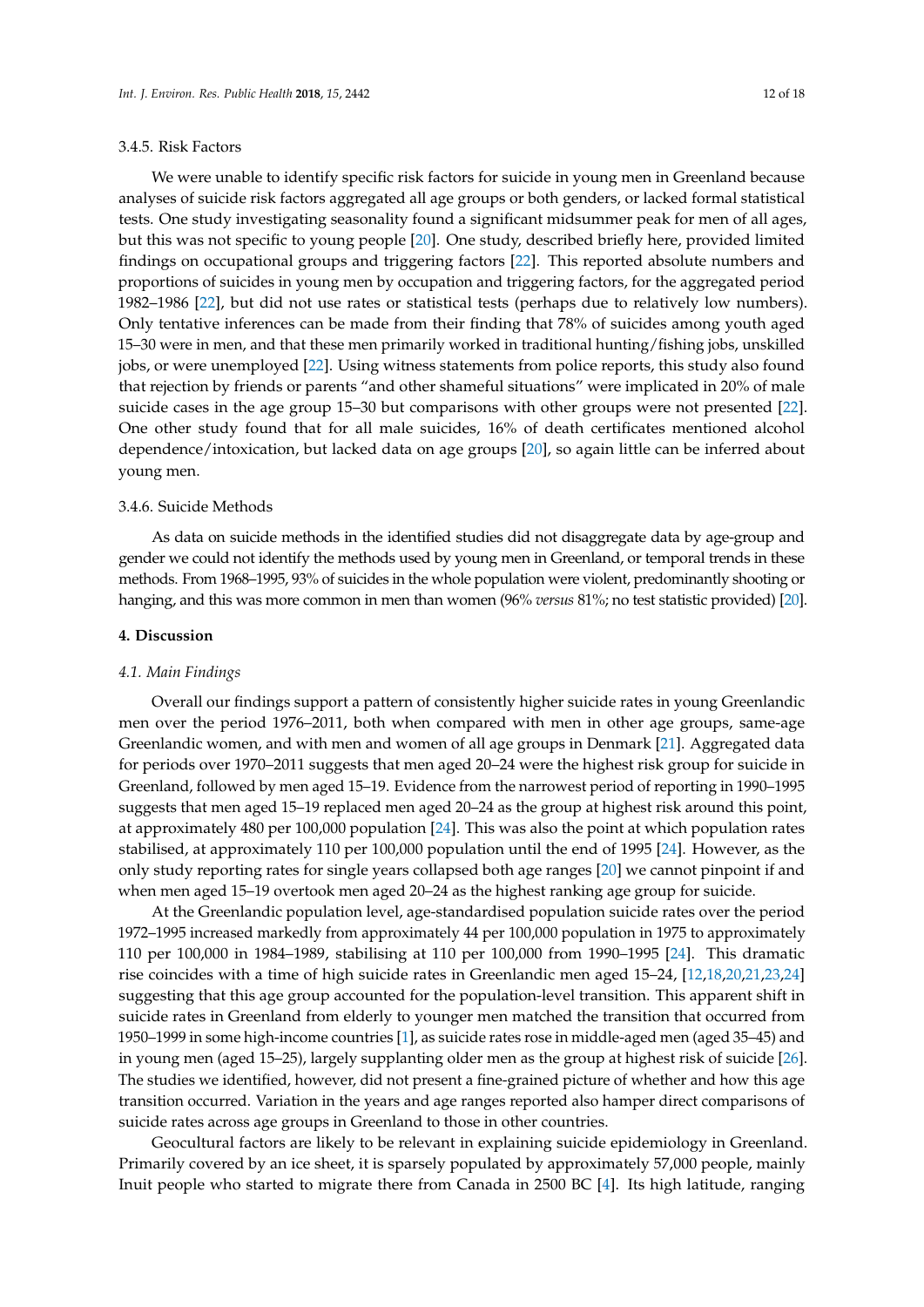#### 3.4.5. Risk Factors

We were unable to identify specific risk factors for suicide in young men in Greenland because analyses of suicide risk factors aggregated all age groups or both genders, or lacked formal statistical tests. One study investigating seasonality found a significant midsummer peak for men of all ages, but this was not specific to young people [20]. One study, described briefly here, provided limited findings on occupational groups and triggering factors [22]. This reported absolute numbers and proportions of suicides in young men by occupation and triggering factors, for the aggregated period 1982–1986 [22], but did not use rates or statistical tests (perhaps due to relatively low numbers). Only tentative inferences can be made from their finding that 78% of suicides among youth aged 15–30 were in men, and that these men primarily worked in traditional hunting/fishing jobs, unskilled jobs, or were unemployed [22]. Using witness statements from police reports, this study also found that rejection by friends or parents "and other shameful situations" were implicated in 20% of male suicide cases in the age group 15–30 but comparisons with other groups were not presented [22]. One other study found that for all male suicides, 16% of death certificates mentioned alcohol dependence/intoxication, but lacked data on age groups [20], so again little can be inferred about young men.

#### 3.4.6. Suicide Methods

As data on suicide methods in the identified studies did not disaggregate data by age-group and gender we could not identify the methods used by young men in Greenland, or temporal trends in these methods. From 1968–1995, 93% of suicides in the whole population were violent, predominantly shooting or hanging, and this was more common in men than women (96% *versus* 81%; no test statistic provided) [20].

## 4. Discussion

### *4.1. Main Findings*

Overall our findings support a pattern of consistently higher suicide rates in young Greenlandic men over the period 1976–2011, both when compared with men in other age groups, same-age Greenlandic women, and with men and women of all age groups in Denmark [21]. Aggregated data for periods over 1970–2011 suggests that men aged 20–24 were the highest risk group for suicide in Greenland, followed by men aged 15–19. Evidence from the narrowest period of reporting in 1990–1995 suggests that men aged 15–19 replaced men aged 20–24 as the group at highest risk around this point, at approximately 480 per 100,000 population [24]. This was also the point at which population rates stabilised, at approximately 110 per 100,000 population until the end of 1995 [24]. However, as the only study reporting rates for single years collapsed both age ranges [20] we cannot pinpoint if and when men aged 15–19 overtook men aged 20–24 as the highest ranking age group for suicide.

At the Greenlandic population level, age-standardised population suicide rates over the period 1972–1995 increased markedly from approximately 44 per 100,000 population in 1975 to approximately 110 per 100,000 in 1984–1989, stabilising at 110 per 100,000 from 1990–1995 [24]. This dramatic rise coincides with a time of high suicide rates in Greenlandic men aged 15–24, [12,18,20,21,23,24] suggesting that this age group accounted for the population-level transition. This apparent shift in suicide rates in Greenland from elderly to younger men matched the transition that occurred from 1950–1999 in some high-income countries [1], as suicide rates rose in middle-aged men (aged 35–45) and in young men (aged 15–25), largely supplanting older men as the group at highest risk of suicide [26]. The studies we identified, however, did not present a fine-grained picture of whether and how this age transition occurred. Variation in the years and age ranges reported also hamper direct comparisons of suicide rates across age groups in Greenland to those in other countries.

Geocultural factors are likely to be relevant in explaining suicide epidemiology in Greenland. Primarily covered by an ice sheet, it is sparsely populated by approximately 57,000 people, mainly Inuit people who started to migrate there from Canada in 2500 BC [4]. Its high latitude, ranging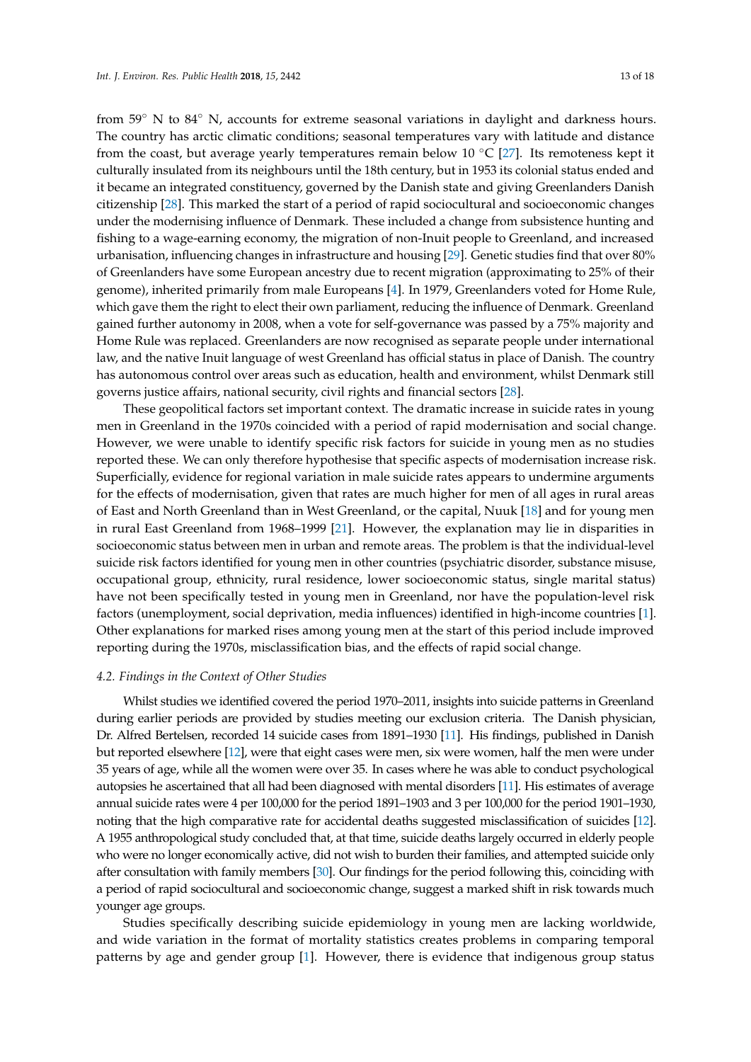from 59° N to 84° N, accounts for extreme seasonal variations in daylight and darkness hours. The country has arctic climatic conditions; seasonal temperatures vary with latitude and distance from the coast, but average yearly temperatures remain below 10 °C [27]. Its remoteness kept it culturally insulated from its neighbours until the 18th century, but in 1953 its colonial status ended and it became an integrated constituency, governed by the Danish state and giving Greenlanders Danish citizenship [28]. This marked the start of a period of rapid sociocultural and socioeconomic changes under the modernising influence of Denmark. These included a change from subsistence hunting and fishing to a wage-earning economy, the migration of non-Inuit people to Greenland, and increased urbanisation, influencing changes in infrastructure and housing [29]. Genetic studies find that over 80% of Greenlanders have some European ancestry due to recent migration (approximating to 25% of their genome), inherited primarily from male Europeans [4]. In 1979, Greenlanders voted for Home Rule, which gave them the right to elect their own parliament, reducing the influence of Denmark. Greenland gained further autonomy in 2008, when a vote for self-governance was passed by a 75% majority and Home Rule was replaced. Greenlanders are now recognised as separate people under international law, and the native Inuit language of west Greenland has official status in place of Danish. The country has autonomous control over areas such as education, health and environment, whilst Denmark still governs justice affairs, national security, civil rights and financial sectors [28].

These geopolitical factors set important context. The dramatic increase in suicide rates in young men in Greenland in the 1970s coincided with a period of rapid modernisation and social change. However, we were unable to identify specific risk factors for suicide in young men as no studies reported these. We can only therefore hypothesise that specific aspects of modernisation increase risk. Superficially, evidence for regional variation in male suicide rates appears to undermine arguments for the effects of modernisation, given that rates are much higher for men of all ages in rural areas of East and North Greenland than in West Greenland, or the capital, Nuuk [18] and for young men in rural East Greenland from 1968–1999 [21]. However, the explanation may lie in disparities in socioeconomic status between men in urban and remote areas. The problem is that the individual-level suicide risk factors identified for young men in other countries (psychiatric disorder, substance misuse, occupational group, ethnicity, rural residence, lower socioeconomic status, single marital status) have not been specifically tested in young men in Greenland, nor have the population-level risk factors (unemployment, social deprivation, media influences) identified in high-income countries [1]. Other explanations for marked rises among young men at the start of this period include improved reporting during the 1970s, misclassification bias, and the effects of rapid social change.

### *4.2. Findings in the Context of Other Studies*

Whilst studies we identified covered the period 1970–2011, insights into suicide patterns in Greenland during earlier periods are provided by studies meeting our exclusion criteria. The Danish physician, Dr. Alfred Bertelsen, recorded 14 suicide cases from 1891–1930 [11]. His findings, published in Danish but reported elsewhere [12], were that eight cases were men, six were women, half the men were under 35 years of age, while all the women were over 35. In cases where he was able to conduct psychological autopsies he ascertained that all had been diagnosed with mental disorders [11]. His estimates of average annual suicide rates were 4 per 100,000 for the period 1891–1903 and 3 per 100,000 for the period 1901–1930, noting that the high comparative rate for accidental deaths suggested misclassification of suicides [12]. A 1955 anthropological study concluded that, at that time, suicide deaths largely occurred in elderly people who were no longer economically active, did not wish to burden their families, and attempted suicide only after consultation with family members [30]. Our findings for the period following this, coinciding with a period of rapid sociocultural and socioeconomic change, suggest a marked shift in risk towards much younger age groups.

Studies specifically describing suicide epidemiology in young men are lacking worldwide, and wide variation in the format of mortality statistics creates problems in comparing temporal patterns by age and gender group [1]. However, there is evidence that indigenous group status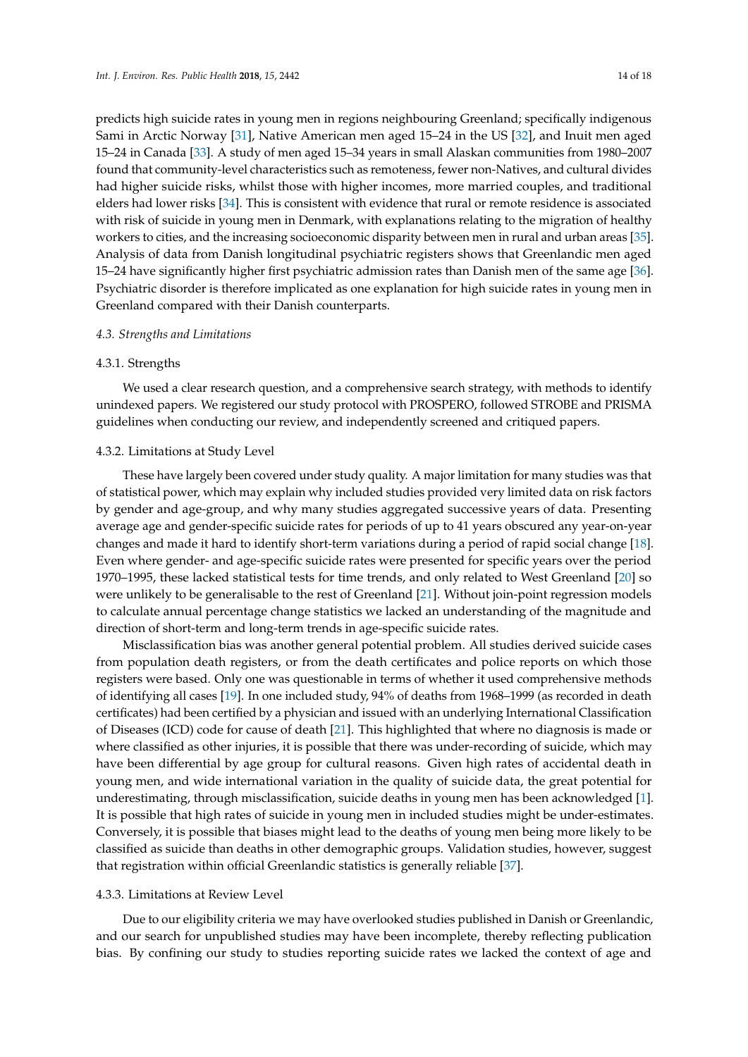predicts high suicide rates in young men in regions neighbouring Greenland; specifically indigenous Sami in Arctic Norway [31], Native American men aged 15–24 in the US [32], and Inuit men aged 15–24 in Canada [33]. A study of men aged 15–34 years in small Alaskan communities from 1980–2007 found that community-level characteristics such as remoteness, fewer non-Natives, and cultural divides had higher suicide risks, whilst those with higher incomes, more married couples, and traditional elders had lower risks [34]. This is consistent with evidence that rural or remote residence is associated with risk of suicide in young men in Denmark, with explanations relating to the migration of healthy workers to cities, and the increasing socioeconomic disparity between men in rural and urban areas [35]. Analysis of data from Danish longitudinal psychiatric registers shows that Greenlandic men aged 15–24 have significantly higher first psychiatric admission rates than Danish men of the same age [36]. Psychiatric disorder is therefore implicated as one explanation for high suicide rates in young men in Greenland compared with their Danish counterparts.

### *4.3. Strengths and Limitations*

#### 4.3.1. Strengths

We used a clear research question, and a comprehensive search strategy, with methods to identify unindexed papers. We registered our study protocol with PROSPERO, followed STROBE and PRISMA guidelines when conducting our review, and independently screened and critiqued papers.

#### 4.3.2. Limitations at Study Level

These have largely been covered under study quality. A major limitation for many studies was that of statistical power, which may explain why included studies provided very limited data on risk factors by gender and age-group, and why many studies aggregated successive years of data. Presenting average age and gender-specific suicide rates for periods of up to 41 years obscured any year-on-year changes and made it hard to identify short-term variations during a period of rapid social change [18]. Even where gender- and age-specific suicide rates were presented for specific years over the period 1970–1995, these lacked statistical tests for time trends, and only related to West Greenland [20] so were unlikely to be generalisable to the rest of Greenland [21]. Without join-point regression models to calculate annual percentage change statistics we lacked an understanding of the magnitude and direction of short-term and long-term trends in age-specific suicide rates.

Misclassification bias was another general potential problem. All studies derived suicide cases from population death registers, or from the death certificates and police reports on which those registers were based. Only one was questionable in terms of whether it used comprehensive methods of identifying all cases [19]. In one included study, 94% of deaths from 1968–1999 (as recorded in death certificates) had been certified by a physician and issued with an underlying International Classification of Diseases (ICD) code for cause of death [21]. This highlighted that where no diagnosis is made or where classified as other injuries, it is possible that there was under-recording of suicide, which may have been differential by age group for cultural reasons. Given high rates of accidental death in young men, and wide international variation in the quality of suicide data, the great potential for underestimating, through misclassification, suicide deaths in young men has been acknowledged [1]. It is possible that high rates of suicide in young men in included studies might be under-estimates. Conversely, it is possible that biases might lead to the deaths of young men being more likely to be classified as suicide than deaths in other demographic groups. Validation studies, however, suggest that registration within official Greenlandic statistics is generally reliable [37].

#### 4.3.3. Limitations at Review Level

Due to our eligibility criteria we may have overlooked studies published in Danish or Greenlandic, and our search for unpublished studies may have been incomplete, thereby reflecting publication bias. By confining our study to studies reporting suicide rates we lacked the context of age and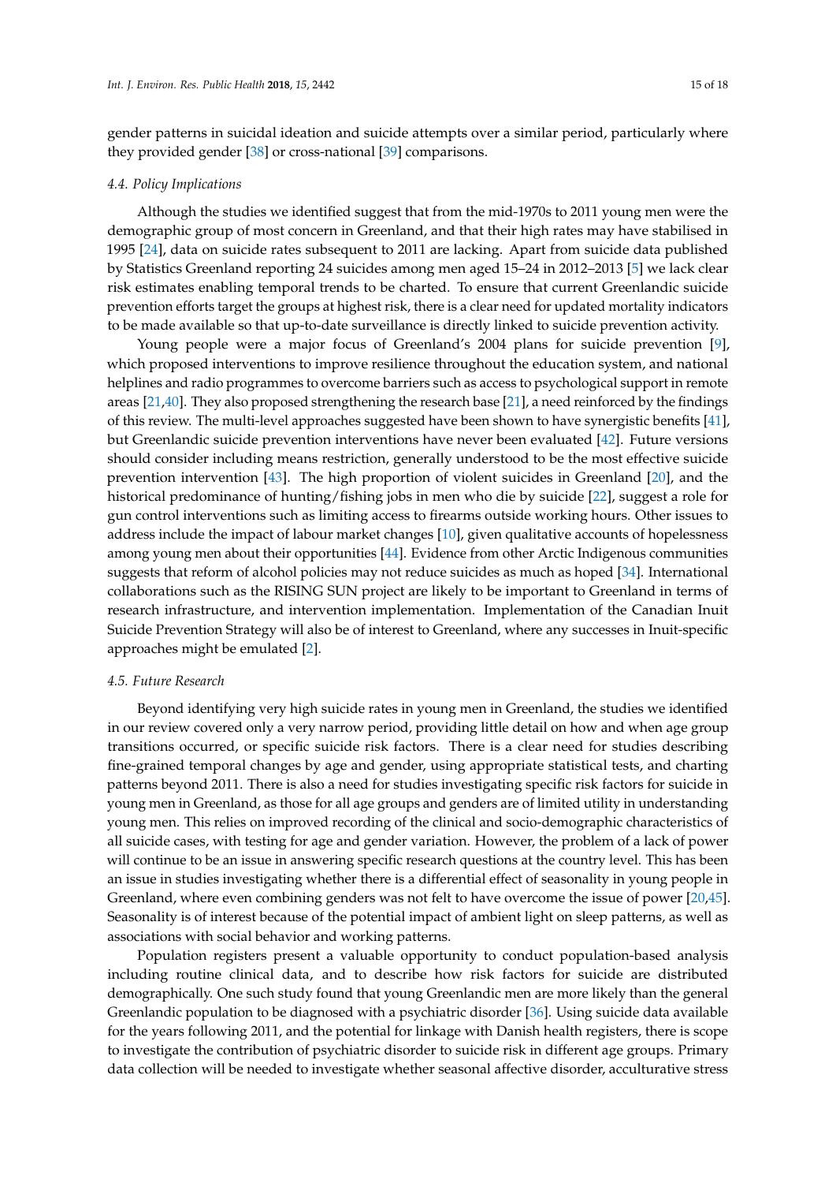gender patterns in suicidal ideation and suicide attempts over a similar period, particularly where they provided gender [38] or cross-national [39] comparisons.

### 4.4. Policy Implications

Although the studies we identified suggest that from the mid-1970s to 2011 young men were the demographic group of most concern in Greenland, and that their high rates may have stabilised in 1995 [24], data on suicide rates subsequent to 2011 are lacking. Apart from suicide data published by Statistics Greenland reporting 24 suicides among men aged 15–24 in 2012–2013 [5] we lack clear risk estimates enabling temporal trends to be charted. To ensure that current Greenlandic suicide prevention efforts target the groups at highest risk, there is a clear need for updated mortality indicators to be made available so that up-to-date surveillance is directly linked to suicide prevention activity.

Young people were a major focus of Greenland's 2004 plans for suicide prevention [9], which proposed interventions to improve resilience throughout the education system, and national helplines and radio programmes to overcome barriers such as access to psychological support in remote areas [21,40]. They also proposed strengthening the research base [21], a need reinforced by the findings of this review. The multi-level approaches suggested have been shown to have synergistic benefits [41], but Greenlandic suicide prevention interventions have never been evaluated [42]. Future versions should consider including means restriction, generally understood to be the most effective suicide prevention intervention [43]. The high proportion of violent suicides in Greenland [20], and the historical predominance of hunting/fishing jobs in men who die by suicide [22], suggest a role for gun control interventions such as limiting access to firearms outside working hours. Other issues to address include the impact of labour market changes [10], given qualitative accounts of hopelessness among young men about their opportunities [44]. Evidence from other Arctic Indigenous communities suggests that reform of alcohol policies may not reduce suicides as much as hoped [34]. International collaborations such as the RISING SUN project are likely to be important to Greenland in terms of research infrastructure, and intervention implementation. Implementation of the Canadian Inuit Suicide Prevention Strategy will also be of interest to Greenland, where any successes in Inuit-specific approaches might be emulated [2].

### 4.5. Future Research

Beyond identifying very high suicide rates in young men in Greenland, the studies we identified in our review covered only a very narrow period, providing little detail on how and when age group transitions occurred, or specific suicide risk factors. There is a clear need for studies describing fine-grained temporal changes by age and gender, using appropriate statistical tests, and charting patterns beyond 2011. There is also a need for studies investigating specific risk factors for suicide in young men in Greenland, as those for all age groups and genders are of limited utility in understanding young men. This relies on improved recording of the clinical and socio-demographic characteristics of all suicide cases, with testing for age and gender variation. However, the problem of a lack of power will continue to be an issue in answering specific research questions at the country level. This has been an issue in studies investigating whether there is a differential effect of seasonality in young people in Greenland, where even combining genders was not felt to have overcome the issue of power [20,45]. Seasonality is of interest because of the potential impact of ambient light on sleep patterns, as well as associations with social behavior and working patterns.

Population registers present a valuable opportunity to conduct population-based analysis including routine clinical data, and to describe how risk factors for suicide are distributed demographically. One such study found that young Greenlandic men are more likely than the general Greenlandic population to be diagnosed with a psychiatric disorder [36]. Using suicide data available for the years following 2011, and the potential for linkage with Danish health registers, there is scope to investigate the contribution of psychiatric disorder to suicide risk in different age groups. Primary data collection will be needed to investigate whether seasonal affective disorder, acculturative stress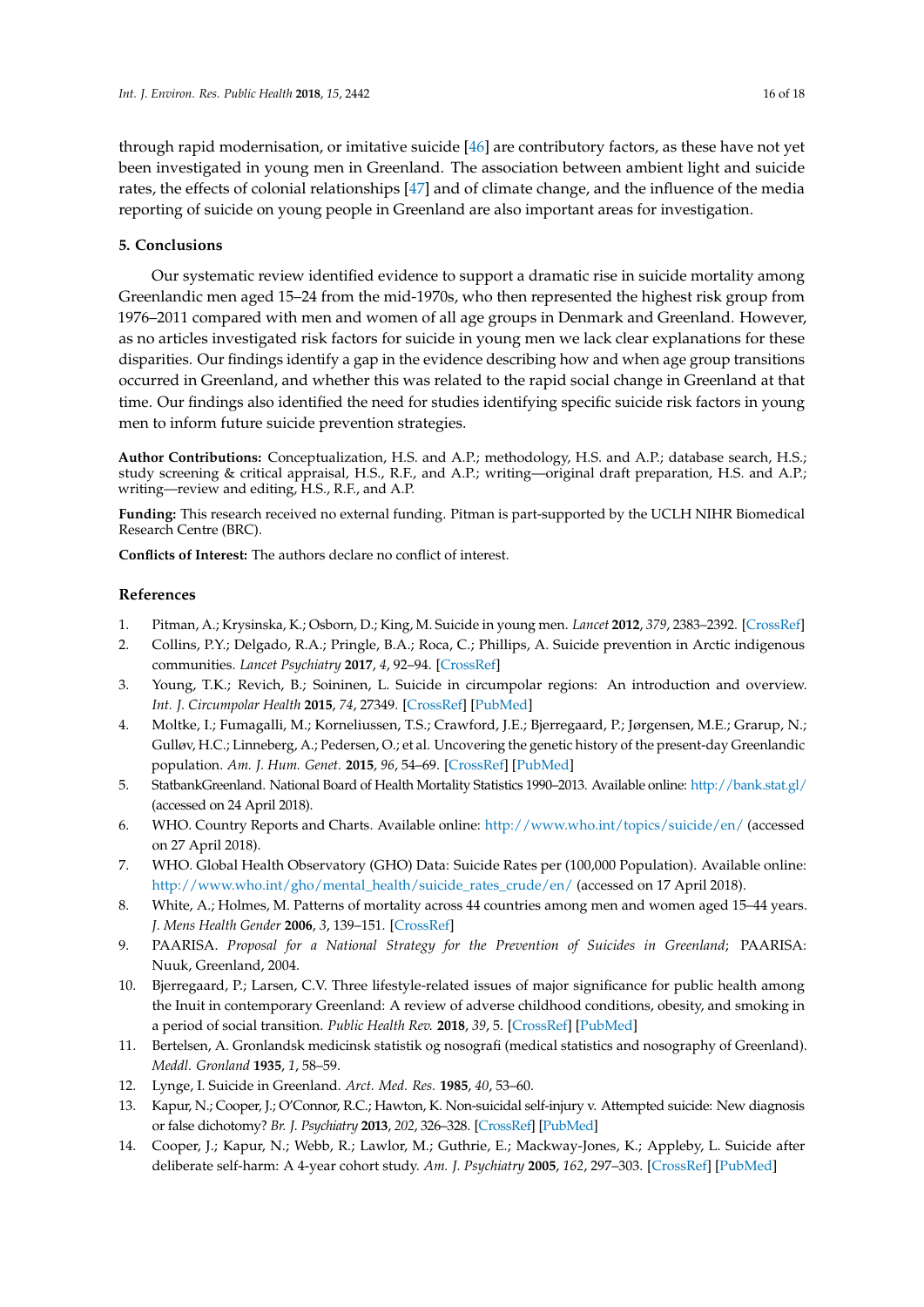through rapid modernisation, or imitative suicide [46] are contributory factors, as these have not yet been investigated in young men in Greenland. The association between ambient light and suicide rates, the effects of colonial relationships [47] and of climate change, and the influence of the media reporting of suicide on young people in Greenland are also important areas for investigation.

## 5. Conclusions

Our systematic review identified evidence to support a dramatic rise in suicide mortality among Greenlandic men aged 15–24 from the mid-1970s, who then represented the highest risk group from 1976–2011 compared with men and women of all age groups in Denmark and Greenland. However, as no articles investigated risk factors for suicide in young men we lack clear explanations for these disparities. Our findings identify a gap in the evidence describing how and when age group transitions occurred in Greenland, and whether this was related to the rapid social change in Greenland at that time. Our findings also identified the need for studies identifying specific suicide risk factors in young men to inform future suicide prevention strategies.

**Author Contributions:** Conceptualization, H.S. and A.P.; methodology, H.S. and A.P.; database search, H.S.; study screening & critical appraisal, H.S., R.F., and A.P.; writing—original draft preparation, H.S. and A.P.; writing—review and editing, H.S., R.F., and A.P.

**Funding:** This research received no external funding. Pitman is part-supported by the UCLH NIHR Biomedical Research Centre (BRC).

**Conflicts of Interest:** The authors declare no conflict of interest.

## References

1. Pitman, A.; Krysinska, K.; Osborn, D.; King, M. Suicide in young men. *Lancet* **2012**, *379*, 2383–2392. [CrossRef]
2. Collins, P.Y.; Delgado, R.A.; Pringle, B.A.; Roca, C.; Phillips, A. Suicide prevention in Arctic indigenous communities. *Lancet Psychiatry* **2017**, *4*, 92–94. [CrossRef]
3. Young, T.K.; Revich, B.; Soininen, L. Suicide in circumpolar regions: An introduction and overview. *Int. J. Circumpolar Health* **2015**, *74*, 27349. [CrossRef] [PubMed]
4. Moltke, I.; Fumagalli, M.; Korneliussen, T.S.; Crawford, J.E.; Bjerregaard, P.; Jørgensen, M.E.; Grarup, N.; Gulløv, H.C.; Linneberg, A.; Pedersen, O.; et al. Uncovering the genetic history of the present-day Greenlandic population. *Am. J. Hum. Genet.* **2015**, *96*, 54–69. [CrossRef] [PubMed]
5. StatbankGreenland. National Board of Health Mortality Statistics 1990–2013. Available online: http://bank.stat.gl/ (accessed on 24 April 2018).
6. WHO. Country Reports and Charts. Available online: http://www.who.int/topics/suicide/en/ (accessed on 27 April 2018).
7. WHO. Global Health Observatory (GHO) Data: Suicide Rates per (100,000 Population). Available online: http://www.who.int/gho/mental_health/suicide_rates_crude/en/ (accessed on 17 April 2018).
8. White, A.; Holmes, M. Patterns of mortality across 44 countries among men and women aged 15–44 years. *J. Mens Health Gender* **2006**, *3*, 139–151. [CrossRef]
9. PAARISA. *Proposal for a National Strategy for the Prevention of Suicides in Greenland*; PAARISA: Nuuk, Greenland, 2004.
10. Bjerregaard, P.; Larsen, C.V. Three lifestyle-related issues of major significance for public health among the Inuit in contemporary Greenland: A review of adverse childhood conditions, obesity, and smoking in a period of social transition. *Public Health Rev.* **2018**, *39*, 5. [CrossRef] [PubMed]
11. Bertelsen, A. Gronlandsk medicinsk statistik og nosografi (medical statistics and nosography of Greenland). *Meddl. Gronland* **1935**, *1*, 58–59.
12. Lynge, I. Suicide in Greenland. *Arct. Med. Res.* **1985**, *40*, 53–60.
13. Kapur, N.; Cooper, J.; O'Connor, R.C.; Hawton, K. Non-suicidal self-injury v. Attempted suicide: New diagnosis or false dichotomy? *Br. J. Psychiatry* **2013**, *202*, 326–328. [CrossRef] [PubMed]
14. Cooper, J.; Kapur, N.; Webb, R.; Lawlor, M.; Guthrie, E.; Mackway-Jones, K.; Appleby, L. Suicide after deliberate self-harm: A 4-year cohort study. *Am. J. Psychiatry* **2005**, *162*, 297–303. [CrossRef] [PubMed]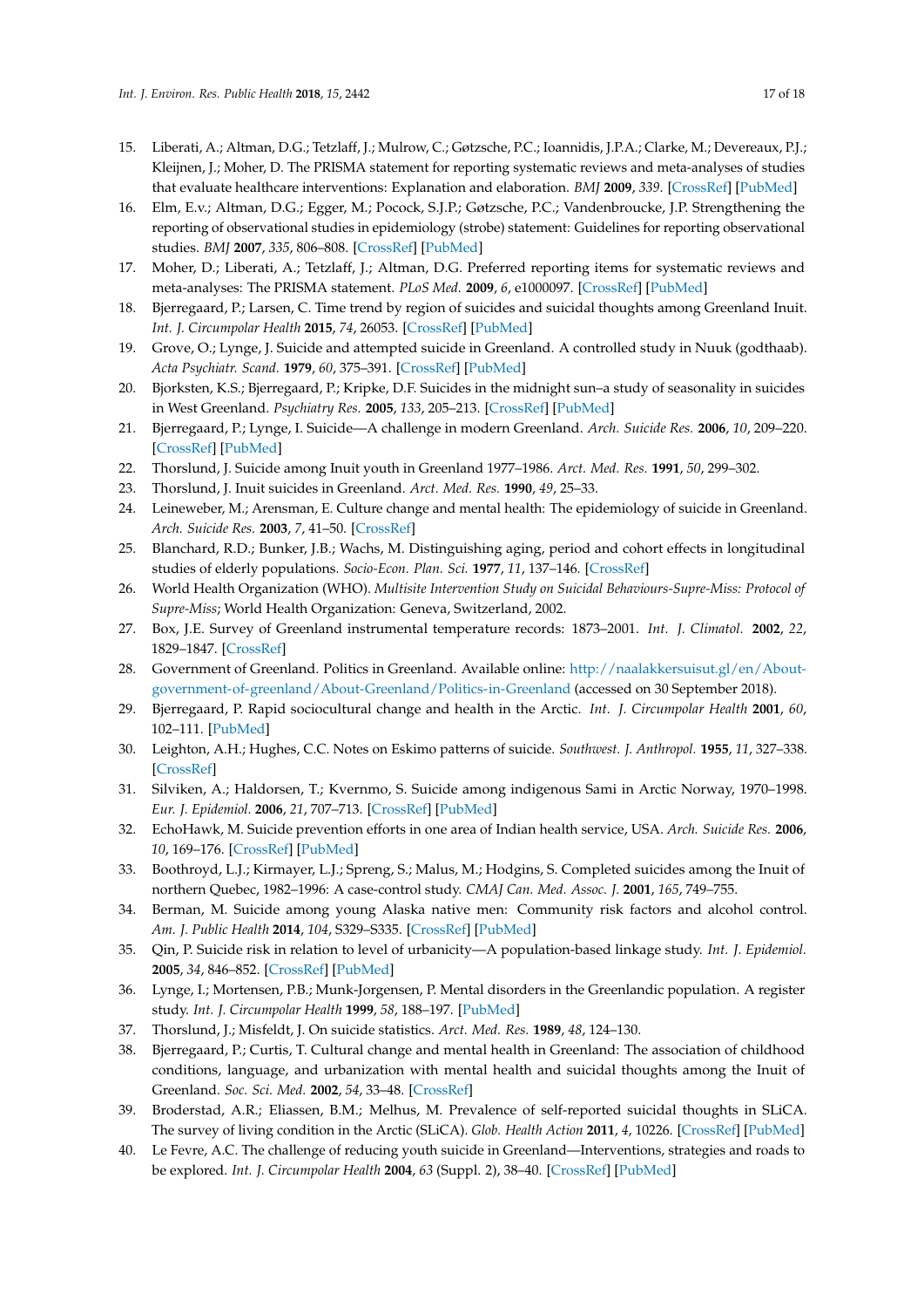15. Liberati, A.; Altman, D.G.; Tetzlaff, J.; Mulrow, C.; Gøtzsche, P.C.; Ioannidis, J.P.A.; Clarke, M.; Devereaux, P.J.; Kleijnen, J.; Moher, D. The PRISMA statement for reporting systematic reviews and meta-analyses of studies that evaluate healthcare interventions: Explanation and elaboration. *BMJ* **2009**, *339*. [CrossRef] [PubMed]
16. Elm, E.v.; Altman, D.G.; Egger, M.; Pocock, S.J.P.; Gøtzsche, P.C.; Vandenbroucke, J.P. Strengthening the reporting of observational studies in epidemiology (strobe) statement: Guidelines for reporting observational studies. *BMJ* **2007**, *335*, 806–808. [CrossRef] [PubMed]
17. Moher, D.; Liberati, A.; Tetzlaff, J.; Altman, D.G. Preferred reporting items for systematic reviews and meta-analyses: The PRISMA statement. *PLoS Med.* **2009**, *6*, e1000097. [CrossRef] [PubMed]
18. Bjerregaard, P.; Larsen, C. Time trend by region of suicides and suicidal thoughts among Greenland Inuit. *Int. J. Circumpolar Health* **2015**, *74*, 26053. [CrossRef] [PubMed]
19. Grove, O.; Lynge, J. Suicide and attempted suicide in Greenland. A controlled study in Nuuk (godthaab). *Acta Psychiatr. Scand.* **1979**, *60*, 375–391. [CrossRef] [PubMed]
20. Bjorksten, K.S.; Bjerregaard, P.; Kripke, D.F. Suicides in the midnight sun–a study of seasonality in suicides in West Greenland. *Psychiatry Res.* **2005**, *133*, 205–213. [CrossRef] [PubMed]
21. Bjerregaard, P.; Lynge, I. Suicide—A challenge in modern Greenland. *Arch. Suicide Res.* **2006**, *10*, 209–220. [CrossRef] [PubMed]
22. Thorslund, J. Suicide among Inuit youth in Greenland 1977–1986. *Arct. Med. Res.* **1991**, *50*, 299–302.
23. Thorslund, J. Inuit suicides in Greenland. *Arct. Med. Res.* **1990**, *49*, 25–33.
24. Leineweber, M.; Arensman, E. Culture change and mental health: The epidemiology of suicide in Greenland. *Arch. Suicide Res.* **2003**, *7*, 41–50. [CrossRef]
25. Blanchard, R.D.; Bunker, J.B.; Wachs, M. Distinguishing aging, period and cohort effects in longitudinal studies of elderly populations. *Socio-Econ. Plan. Sci.* **1977**, *11*, 137–146. [CrossRef]
26. World Health Organization (WHO). *Multisite Intervention Study on Suicidal Behaviours-Supre-Miss: Protocol of Supre-Miss*; World Health Organization: Geneva, Switzerland, 2002.
27. Box, J.E. Survey of Greenland instrumental temperature records: 1873–2001. *Int. J. Climatol.* **2002**, *22*, 1829–1847. [CrossRef]
28. Government of Greenland. Politics in Greenland. Available online: http://naalakkersuisut.gl/en/About-government-of-greenland/About-Greenland/Politics-in-Greenland (accessed on 30 September 2018).
29. Bjerregaard, P. Rapid sociocultural change and health in the Arctic. *Int. J. Circumpolar Health* **2001**, *60*, 102–111. [PubMed]
30. Leighton, A.H.; Hughes, C.C. Notes on Eskimo patterns of suicide. *Southwest. J. Anthropol.* **1955**, *11*, 327–338. [CrossRef]
31. Silviken, A.; Haldorsen, T.; Kvernmo, S. Suicide among indigenous Sami in Arctic Norway, 1970–1998. *Eur. J. Epidemiol.* **2006**, *21*, 707–713. [CrossRef] [PubMed]
32. EchoHawk, M. Suicide prevention efforts in one area of Indian health service, USA. *Arch. Suicide Res.* **2006**, *10*, 169–176. [CrossRef] [PubMed]
33. Boothroyd, L.J.; Kirmayer, L.J.; Spreng, S.; Malus, M.; Hodgins, S. Completed suicides among the Inuit of northern Quebec, 1982–1996: A case-control study. *CMAJ Can. Med. Assoc. J.* **2001**, *165*, 749–755.
34. Berman, M. Suicide among young Alaska native men: Community risk factors and alcohol control. *Am. J. Public Health* **2014**, *104*, S329–S335. [CrossRef] [PubMed]
35. Qin, P. Suicide risk in relation to level of urbanicity—A population-based linkage study. *Int. J. Epidemiol.* **2005**, *34*, 846–852. [CrossRef] [PubMed]
36. Lynge, I.; Mortensen, P.B.; Munk-Jorgensen, P. Mental disorders in the Greenlandic population. A register study. *Int. J. Circumpolar Health* **1999**, *58*, 188–197. [PubMed]
37. Thorslund, J.; Misfeldt, J. On suicide statistics. *Arct. Med. Res.* **1989**, *48*, 124–130.
38. Bjerregaard, P.; Curtis, T. Cultural change and mental health in Greenland: The association of childhood conditions, language, and urbanization with mental health and suicidal thoughts among the Inuit of Greenland. *Soc. Sci. Med.* **2002**, *54*, 33–48. [CrossRef]
39. Broderstad, A.R.; Eliassen, B.M.; Melhus, M. Prevalence of self-reported suicidal thoughts in SLiCA. The survey of living condition in the Arctic (SLiCA). *Glob. Health Action* **2011**, *4*, 10226. [CrossRef] [PubMed]
40. Le Fevre, A.C. The challenge of reducing youth suicide in Greenland—Interventions, strategies and roads to be explored. *Int. J. Circumpolar Health* **2004**, *63* (Suppl. 2), 38–40. [CrossRef] [PubMed]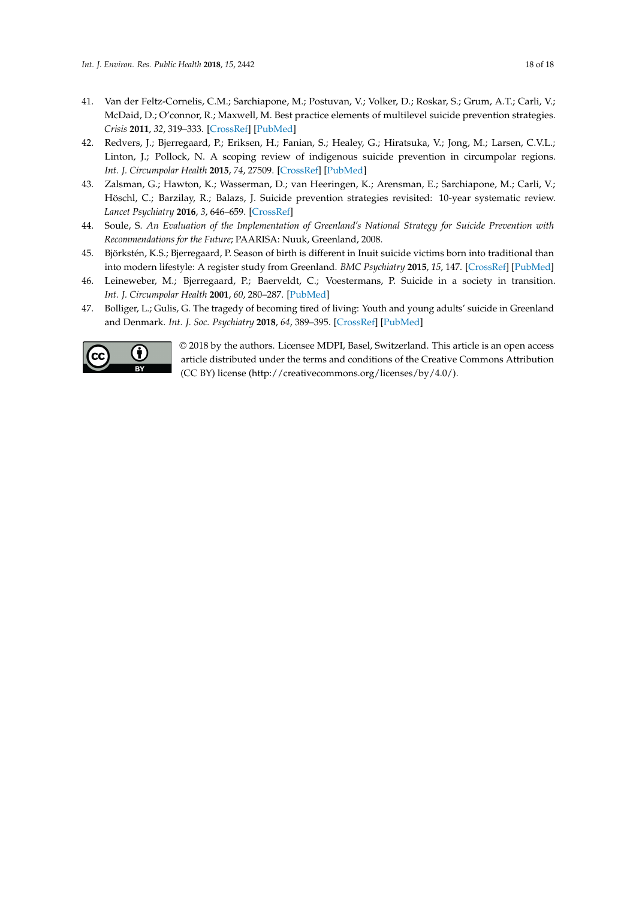41. Van der Feltz-Cornelis, C.M.; Sarchiapone, M.; Postuvan, V.; Volker, D.; Roskar, S.; Grum, A.T.; Carli, V.; McDaid, D.; O'connor, R.; Maxwell, M. Best practice elements of multilevel suicide prevention strategies. *Crisis* **2011**, *32*, 319–333. [CrossRef] [PubMed]
42. Redvers, J.; Bjerregaard, P.; Eriksen, H.; Fanian, S.; Healey, G.; Hiratsuka, V.; Jong, M.; Larsen, C.V.L.; Linton, J.; Pollock, N. A scoping review of indigenous suicide prevention in circumpolar regions. *Int. J. Circumpolar Health* **2015**, *74*, 27509. [CrossRef] [PubMed]
43. Zalsman, G.; Hawton, K.; Wasserman, D.; van Heeringen, K.; Arensman, E.; Sarchiapone, M.; Carli, V.; Höschl, C.; Barzilay, R.; Balazs, J. Suicide prevention strategies revisited: 10-year systematic review. *Lancet Psychiatry* **2016**, *3*, 646–659. [CrossRef]
44. Soule, S. *An Evaluation of the Implementation of Greenland's National Strategy for Suicide Prevention with Recommendations for the Future*; PAARISA: Nuuk, Greenland, 2008.
45. Björkstén, K.S.; Bjerregaard, P. Season of birth is different in Inuit suicide victims born into traditional than into modern lifestyle: A register study from Greenland. *BMC Psychiatry* **2015**, *15*, 147. [CrossRef] [PubMed]
46. Leineweber, M.; Bjerregaard, P.; Baerveldt, C.; Voestermans, P. Suicide in a society in transition. *Int. J. Circumpolar Health* **2001**, *60*, 280–287. [PubMed]
47. Bolliger, L.; Gulis, G. The tragedy of becoming tired of living: Youth and young adults' suicide in Greenland and Denmark. *Int. J. Soc. Psychiatry* **2018**, *64*, 389–395. [CrossRef] [PubMed]

© 2018 by the authors. Licensee MDPI, Basel, Switzerland. This article is an open access article distributed under the terms and conditions of the Creative Commons Attribution (CC BY) license (http://creativecommons.org/licenses/by/4.0/).